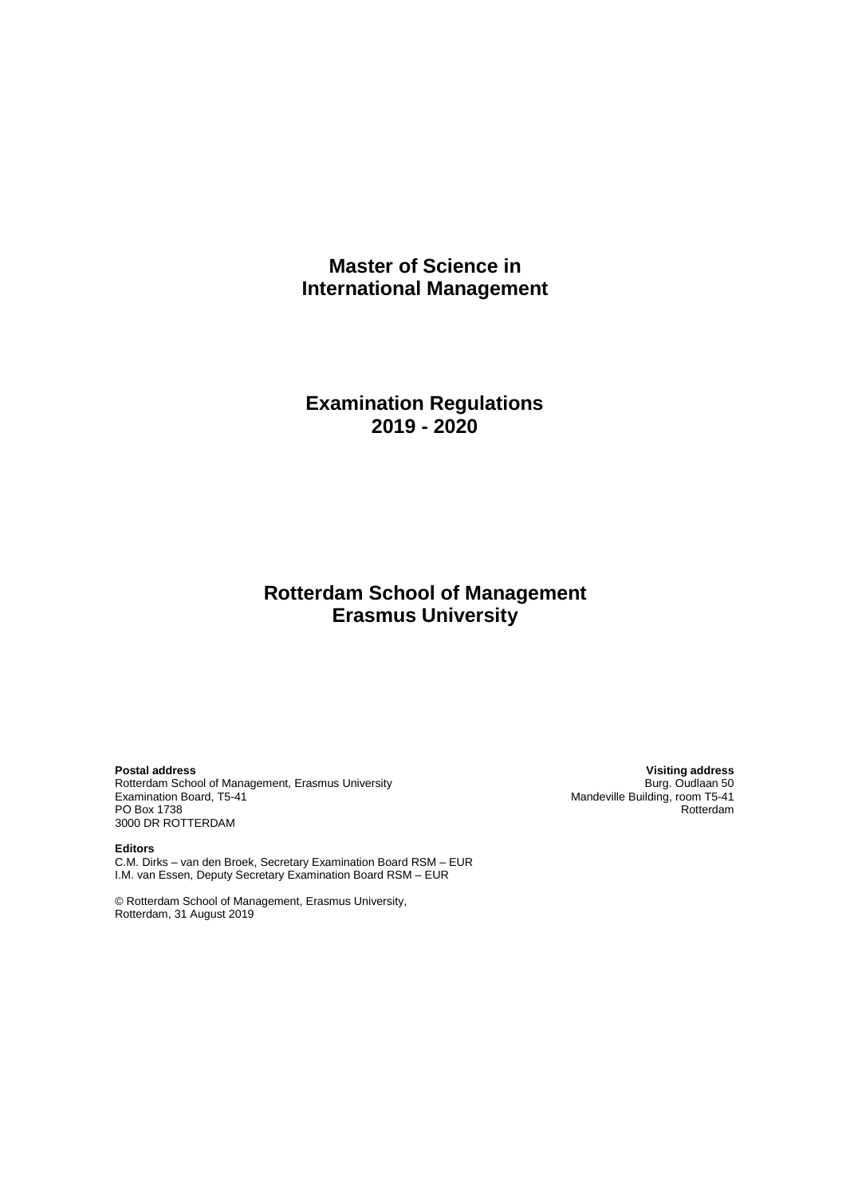# Master of Science in International Management

# Examination Regulations 2019 - 2020

# Rotterdam School of Management Erasmus University

**Postal address**
Rotterdam School of Management, Erasmus University
Examination Board, T5-41
PO Box 1738
3000 DR ROTTERDAM

**Visiting address**
Burg. Oudlaan 50
Mandeville Building, room T5-41
Rotterdam

**Editors**
C.M. Dirks – van den Broek, Secretary Examination Board RSM – EUR
I.M. van Essen, Deputy Secretary Examination Board RSM – EUR

© Rotterdam School of Management, Erasmus University,
Rotterdam, 31 August 2019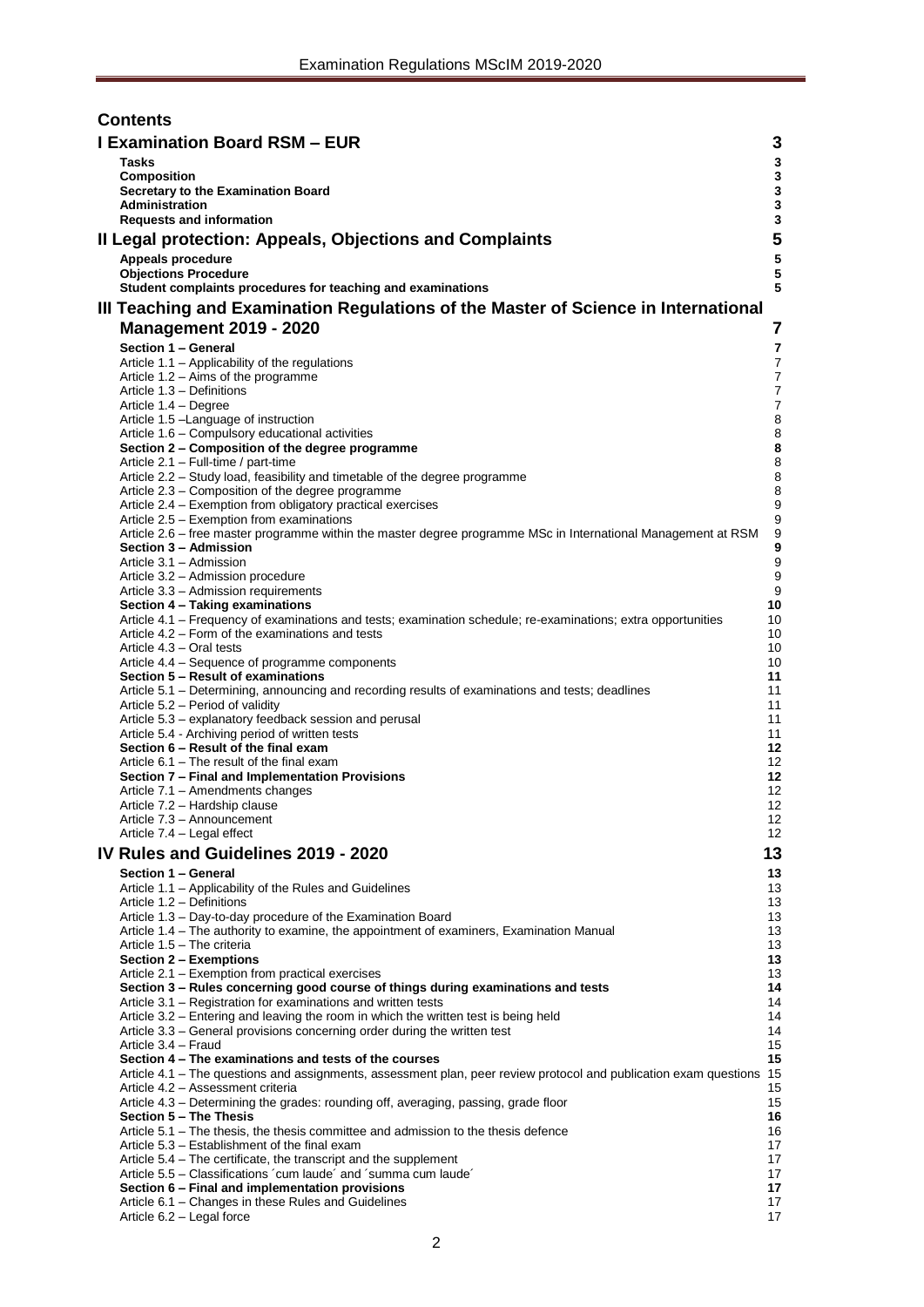# Contents

| | |
|---|---|
| **I Examination Board RSM – EUR** | **3** |
| **Tasks** | **3** |
| **Composition** | **3** |
| **Secretary to the Examination Board** | **3** |
| **Administration** | **3** |
| **Requests and information** | **3** |
| **II Legal protection: Appeals, Objections and Complaints** | **5** |
| **Appeals procedure** | **5** |
| **Objections Procedure** | **5** |
| **Student complaints procedures for teaching and examinations** | **5** |
| **III Teaching and Examination Regulations of the Master of Science in International Management 2019 - 2020** | **7** |
| **Section 1 – General** | **7** |
| Article 1.1 – Applicability of the regulations | 7 |
| Article 1.2 – Aims of the programme | 7 |
| Article 1.3 – Definitions | 7 |
| Article 1.4 – Degree | 7 |
| Article 1.5 –Language of instruction | 8 |
| Article 1.6 – Compulsory educational activities | 8 |
| **Section 2 – Composition of the degree programme** | **8** |
| Article 2.1 – Full-time / part-time | 8 |
| Article 2.2 – Study load, feasibility and timetable of the degree programme | 8 |
| Article 2.3 – Composition of the degree programme | 8 |
| Article 2.4 – Exemption from obligatory practical exercises | 9 |
| Article 2.5 – Exemption from examinations | 9 |
| Article 2.6 – free master programme within the master degree programme MSc in International Management at RSM | 9 |
| **Section 3 – Admission** | **9** |
| Article 3.1 – Admission | 9 |
| Article 3.2 – Admission procedure | 9 |
| Article 3.3 – Admission requirements | 9 |
| **Section 4 – Taking examinations** | **10** |
| Article 4.1 – Frequency of examinations and tests; examination schedule; re-examinations; extra opportunities | 10 |
| Article 4.2 – Form of the examinations and tests | 10 |
| Article 4.3 – Oral tests | 10 |
| Article 4.4 – Sequence of programme components | 10 |
| **Section 5 – Result of examinations** | **11** |
| Article 5.1 – Determining, announcing and recording results of examinations and tests; deadlines | 11 |
| Article 5.2 – Period of validity | 11 |
| Article 5.3 – explanatory feedback session and perusal | 11 |
| Article 5.4 - Archiving period of written tests | 11 |
| **Section 6 – Result of the final exam** | **12** |
| Article 6.1 – The result of the final exam | 12 |
| **Section 7 – Final and Implementation Provisions** | **12** |
| Article 7.1 – Amendments changes | 12 |
| Article 7.2 – Hardship clause | 12 |
| Article 7.3 – Announcement | 12 |
| Article 7.4 – Legal effect | 12 |
| **IV Rules and Guidelines 2019 - 2020** | **13** |
| **Section 1 – General** | **13** |
| Article 1.1 – Applicability of the Rules and Guidelines | 13 |
| Article 1.2 – Definitions | 13 |
| Article 1.3 – Day-to-day procedure of the Examination Board | 13 |
| Article 1.4 – The authority to examine, the appointment of examiners, Examination Manual | 13 |
| Article 1.5 – The criteria | 13 |
| **Section 2 – Exemptions** | **13** |
| Article 2.1 – Exemption from practical exercises | 13 |
| **Section 3 – Rules concerning good course of things during examinations and tests** | **14** |
| Article 3.1 – Registration for examinations and written tests | 14 |
| Article 3.2 – Entering and leaving the room in which the written test is being held | 14 |
| Article 3.3 – General provisions concerning order during the written test | 14 |
| Article 3.4 – Fraud | 15 |
| **Section 4 – The examinations and tests of the courses** | **15** |
| Article 4.1 – The questions and assignments, assessment plan, peer review protocol and publication exam questions | 15 |
| Article 4.2 – Assessment criteria | 15 |
| Article 4.3 – Determining the grades: rounding off, averaging, passing, grade floor | 15 |
| **Section 5 – The Thesis** | **16** |
| Article 5.1 – The thesis, the thesis committee and admission to the thesis defence | 16 |
| Article 5.3 – Establishment of the final exam | 17 |
| Article 5.4 – The certificate, the transcript and the supplement | 17 |
| Article 5.5 – Classifications ´cum laude´ and ´summa cum laude´ | 17 |
| **Section 6 – Final and implementation provisions** | **17** |
| Article 6.1 – Changes in these Rules and Guidelines | 17 |
| Article 6.2 – Legal force | 17 |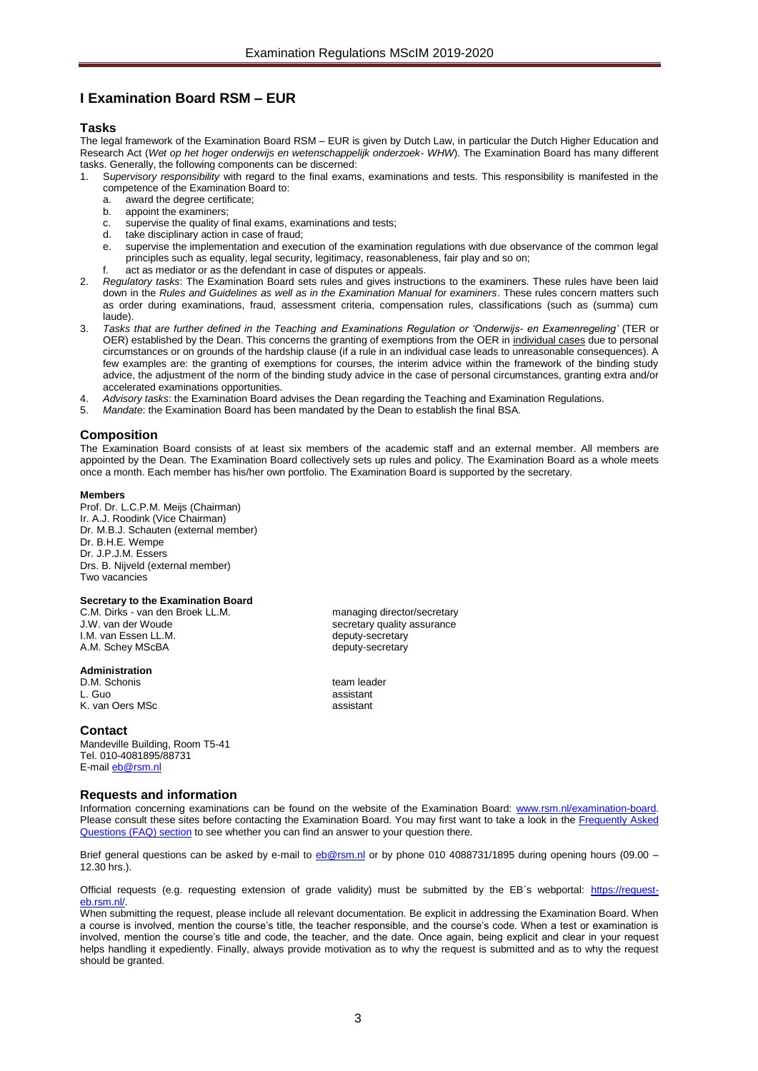# I Examination Board RSM – EUR

## Tasks

The legal framework of the Examination Board RSM – EUR is given by Dutch Law, in particular the Dutch Higher Education and Research Act (*Wet op het hoger onderwijs en wetenschappelijk onderzoek- WHW*). The Examination Board has many different tasks. Generally, the following components can be discerned:

1. S*upervisory responsibility* with regard to the final exams, examinations and tests. This responsibility is manifested in the competence of the Examination Board to:
   a. award the degree certificate;
   b. appoint the examiners;
   c. supervise the quality of final exams, examinations and tests;
   d. take disciplinary action in case of fraud;
   e. supervise the implementation and execution of the examination regulations with due observance of the common legal principles such as equality, legal security, legitimacy, reasonableness, fair play and so on;
   f. act as mediator or as the defendant in case of disputes or appeals.
2. *Regulatory tasks*: The Examination Board sets rules and gives instructions to the examiners. These rules have been laid down in the *Rules and Guidelines as well as in the Examination Manual for examiners*. These rules concern matters such as order during examinations, fraud, assessment criteria, compensation rules, classifications (such as (summa) cum laude).
3. *Tasks that are further defined in the Teaching and Examinations Regulation or 'Onderwijs- en Examenregeling'* (TER or OER) established by the Dean. This concerns the granting of exemptions from the OER in individual cases due to personal circumstances or on grounds of the hardship clause (if a rule in an individual case leads to unreasonable consequences). A few examples are: the granting of exemptions for courses, the interim advice within the framework of the binding study advice, the adjustment of the norm of the binding study advice in the case of personal circumstances, granting extra and/or accelerated examinations opportunities.
4. *Advisory tasks*: the Examination Board advises the Dean regarding the Teaching and Examination Regulations.
5. *Mandate*: the Examination Board has been mandated by the Dean to establish the final BSA.

## Composition

The Examination Board consists of at least six members of the academic staff and an external member. All members are appointed by the Dean. The Examination Board collectively sets up rules and policy. The Examination Board as a whole meets once a month. Each member has his/her own portfolio. The Examination Board is supported by the secretary.

**Members**

Prof. Dr. L.C.P.M. Meijs (Chairman)
Ir. A.J. Roodink (Vice Chairman)
Dr. M.B.J. Schauten (external member)
Dr. B.H.E. Wempe
Dr. J.P.J.M. Essers
Drs. B. Nijveld (external member)
Two vacancies

**Secretary to the Examination Board**

| | |
|---|---|
| C.M. Dirks - van den Broek LL.M. | managing director/secretary |
| J.W. van der Woude | secretary quality assurance |
| I.M. van Essen LL.M. | deputy-secretary |
| A.M. Schey MScBA | deputy-secretary |

**Administration**

| | |
|---|---|
| D.M. Schonis | team leader |
| L. Guo | assistant |
| K. van Oers MSc | assistant |

## Contact

Mandeville Building, Room T5-41
Tel. 010-4081895/88731
E-mail eb@rsm.nl

## Requests and information

Information concerning examinations can be found on the website of the Examination Board: www.rsm.nl/examination-board. Please consult these sites before contacting the Examination Board. You may first want to take a look in the Frequently Asked Questions (FAQ) section to see whether you can find an answer to your question there.

Brief general questions can be asked by e-mail to eb@rsm.nl or by phone 010 4088731/1895 during opening hours (09.00 – 12.30 hrs.).

Official requests (e.g. requesting extension of grade validity) must be submitted by the EB´s webportal: https://request-eb.rsm.nl/.
When submitting the request, please include all relevant documentation. Be explicit in addressing the Examination Board. When a course is involved, mention the course's title, the teacher responsible, and the course's code. When a test or examination is involved, mention the course's title and code, the teacher, and the date. Once again, being explicit and clear in your request helps handling it expediently. Finally, always provide motivation as to why the request is submitted and as to why the request should be granted.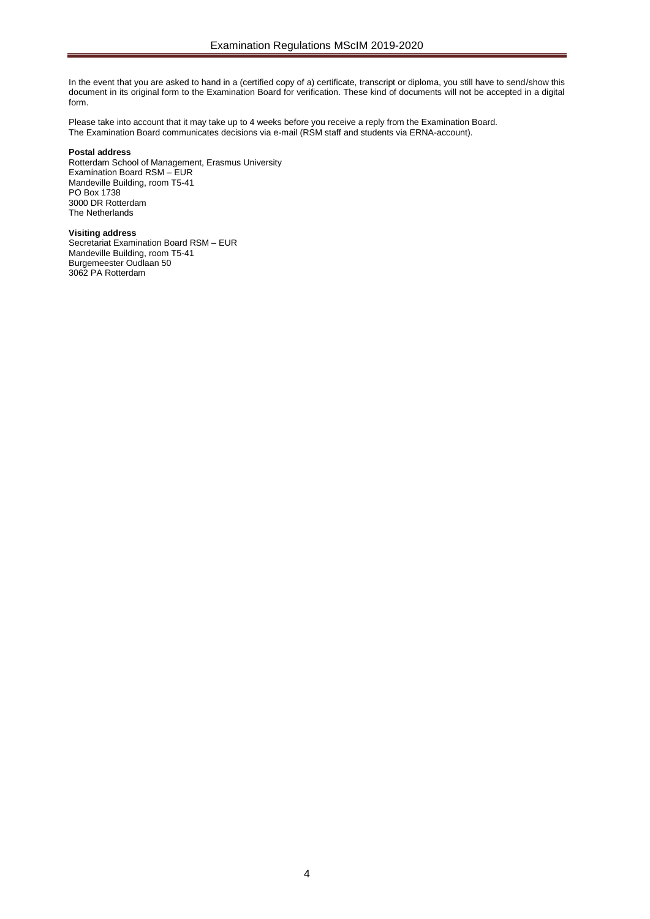In the event that you are asked to hand in a (certified copy of a) certificate, transcript or diploma, you still have to send/show this document in its original form to the Examination Board for verification. These kind of documents will not be accepted in a digital form.

Please take into account that it may take up to 4 weeks before you receive a reply from the Examination Board.
The Examination Board communicates decisions via e-mail (RSM staff and students via ERNA-account).

**Postal address**
Rotterdam School of Management, Erasmus University
Examination Board RSM – EUR
Mandeville Building, room T5-41
PO Box 1738
3000 DR Rotterdam
The Netherlands

**Visiting address**
Secretariat Examination Board RSM – EUR
Mandeville Building, room T5-41
Burgemeester Oudlaan 50
3062 PA Rotterdam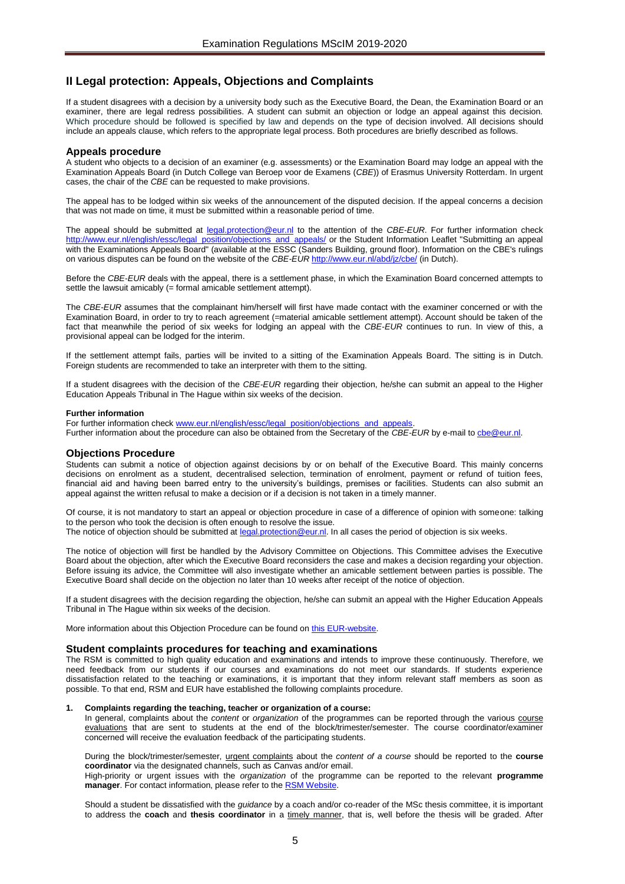## II Legal protection: Appeals, Objections and Complaints

If a student disagrees with a decision by a university body such as the Executive Board, the Dean, the Examination Board or an examiner, there are legal redress possibilities. A student can submit an objection or lodge an appeal against this decision. Which procedure should be followed is specified by law and depends on the type of decision involved. All decisions should include an appeals clause, which refers to the appropriate legal process. Both procedures are briefly described as follows.

### Appeals procedure

A student who objects to a decision of an examiner (e.g. assessments) or the Examination Board may lodge an appeal with the Examination Appeals Board (in Dutch College van Beroep voor de Examens (*CBE*)) of Erasmus University Rotterdam. In urgent cases, the chair of the *CBE* can be requested to make provisions.

The appeal has to be lodged within six weeks of the announcement of the disputed decision. If the appeal concerns a decision that was not made on time, it must be submitted within a reasonable period of time.

The appeal should be submitted at legal.protection@eur.nl to the attention of the *CBE-EUR*. For further information check http://www.eur.nl/english/essc/legal_position/objections_and_appeals/ or the Student Information Leaflet "Submitting an appeal with the Examinations Appeals Board" (available at the ESSC (Sanders Building, ground floor). Information on the CBE's rulings on various disputes can be found on the website of the *CBE-EUR* http://www.eur.nl/abd/jz/cbe/ (in Dutch).

Before the *CBE-EUR* deals with the appeal, there is a settlement phase, in which the Examination Board concerned attempts to settle the lawsuit amicably (= formal amicable settlement attempt).

The *CBE-EUR* assumes that the complainant him/herself will first have made contact with the examiner concerned or with the Examination Board, in order to try to reach agreement (=material amicable settlement attempt). Account should be taken of the fact that meanwhile the period of six weeks for lodging an appeal with the *CBE-EUR* continues to run. In view of this, a provisional appeal can be lodged for the interim.

If the settlement attempt fails, parties will be invited to a sitting of the Examination Appeals Board. The sitting is in Dutch. Foreign students are recommended to take an interpreter with them to the sitting.

If a student disagrees with the decision of the *CBE-EUR* regarding their objection, he/she can submit an appeal to the Higher Education Appeals Tribunal in The Hague within six weeks of the decision.

**Further information**

For further information check www.eur.nl/english/essc/legal_position/objections_and_appeals.
Further information about the procedure can also be obtained from the Secretary of the *CBE-EUR* by e-mail to cbe@eur.nl.

### Objections Procedure

Students can submit a notice of objection against decisions by or on behalf of the Executive Board. This mainly concerns decisions on enrolment as a student, decentralised selection, termination of enrolment, payment or refund of tuition fees, financial aid and having been barred entry to the university's buildings, premises or facilities. Students can also submit an appeal against the written refusal to make a decision or if a decision is not taken in a timely manner.

Of course, it is not mandatory to start an appeal or objection procedure in case of a difference of opinion with someone: talking to the person who took the decision is often enough to resolve the issue.
The notice of objection should be submitted at legal.protection@eur.nl. In all cases the period of objection is six weeks.

The notice of objection will first be handled by the Advisory Committee on Objections. This Committee advises the Executive Board about the objection, after which the Executive Board reconsiders the case and makes a decision regarding your objection. Before issuing its advice, the Committee will also investigate whether an amicable settlement between parties is possible. The Executive Board shall decide on the objection no later than 10 weeks after receipt of the notice of objection.

If a student disagrees with the decision regarding the objection, he/she can submit an appeal with the Higher Education Appeals Tribunal in The Hague within six weeks of the decision.

More information about this Objection Procedure can be found on this EUR-website.

### Student complaints procedures for teaching and examinations

The RSM is committed to high quality education and examinations and intends to improve these continuously. Therefore, we need feedback from our students if our courses and examinations do not meet our standards. If students experience dissatisfaction related to the teaching or examinations, it is important that they inform relevant staff members as soon as possible. To that end, RSM and EUR have established the following complaints procedure.

1. **Complaints regarding the teaching, teacher or organization of a course:**

   In general, complaints about the *content* or *organization* of the programmes can be reported through the various course evaluations that are sent to students at the end of the block/trimester/semester. The course coordinator/examiner concerned will receive the evaluation feedback of the participating students.

   During the block/trimester/semester, urgent complaints about the *content of a course* should be reported to the **course coordinator** via the designated channels, such as Canvas and/or email.
   High-priority or urgent issues with the *organization* of the programme can be reported to the relevant **programme manager**. For contact information, please refer to the RSM Website.

   Should a student be dissatisfied with the *guidance* by a coach and/or co-reader of the MSc thesis committee, it is important to address the **coach** and **thesis coordinator** in a timely manner, that is, well before the thesis will be graded. After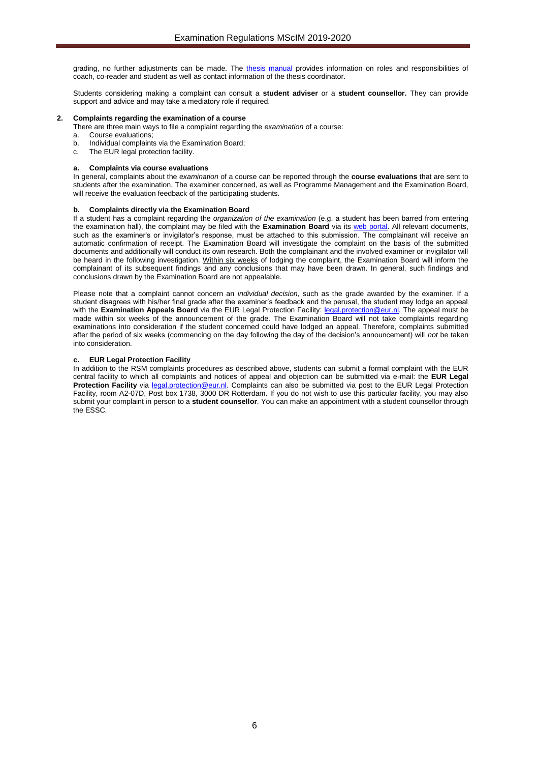grading, no further adjustments can be made. The [thesis manual](thesis manual) provides information on roles and responsibilities of coach, co-reader and student as well as contact information of the thesis coordinator.

Students considering making a complaint can consult a **student adviser** or a **student counsellor.** They can provide support and advice and may take a mediatory role if required.

## 2. Complaints regarding the examination of a course

There are three main ways to file a complaint regarding the *examination* of a course:

a. Course evaluations;
b. Individual complaints via the Examination Board;
c. The EUR legal protection facility.

### a. Complaints via course evaluations

In general, complaints about the *examination* of a course can be reported through the **course evaluations** that are sent to students after the examination. The examiner concerned, as well as Programme Management and the Examination Board, will receive the evaluation feedback of the participating students.

### b. Complaints directly via the Examination Board

If a student has a complaint regarding the *organization of the examination* (e.g. a student has been barred from entering the examination hall), the complaint may be filed with the **Examination Board** via its web portal. All relevant documents, such as the examiner's or invigilator's response, must be attached to this submission. The complainant will receive an automatic confirmation of receipt. The Examination Board will investigate the complaint on the basis of the submitted documents and additionally will conduct its own research. Both the complainant and the involved examiner or invigilator will be heard in the following investigation. Within six weeks of lodging the complaint, the Examination Board will inform the complainant of its subsequent findings and any conclusions that may have been drawn. In general, such findings and conclusions drawn by the Examination Board are not appealable.

Please note that a complaint cannot concern an *individual decision*, such as the grade awarded by the examiner. If a student disagrees with his/her final grade after the examiner's feedback and the perusal, the student may lodge an appeal with the **Examination Appeals Board** via the EUR Legal Protection Facility: legal.protection@eur.nl. The appeal must be made within six weeks of the announcement of the grade. The Examination Board will not take complaints regarding examinations into consideration if the student concerned could have lodged an appeal. Therefore, complaints submitted after the period of six weeks (commencing on the day following the day of the decision's announcement) will *not* be taken into consideration.

### c. EUR Legal Protection Facility

In addition to the RSM complaints procedures as described above, students can submit a formal complaint with the EUR central facility to which all complaints and notices of appeal and objection can be submitted via e-mail: the **EUR Legal Protection Facility** via legal.protection@eur.nl. Complaints can also be submitted via post to the EUR Legal Protection Facility, room A2-07D, Post box 1738, 3000 DR Rotterdam. If you do not wish to use this particular facility, you may also submit your complaint in person to a **student counsellor**. You can make an appointment with a student counsellor through the ESSC.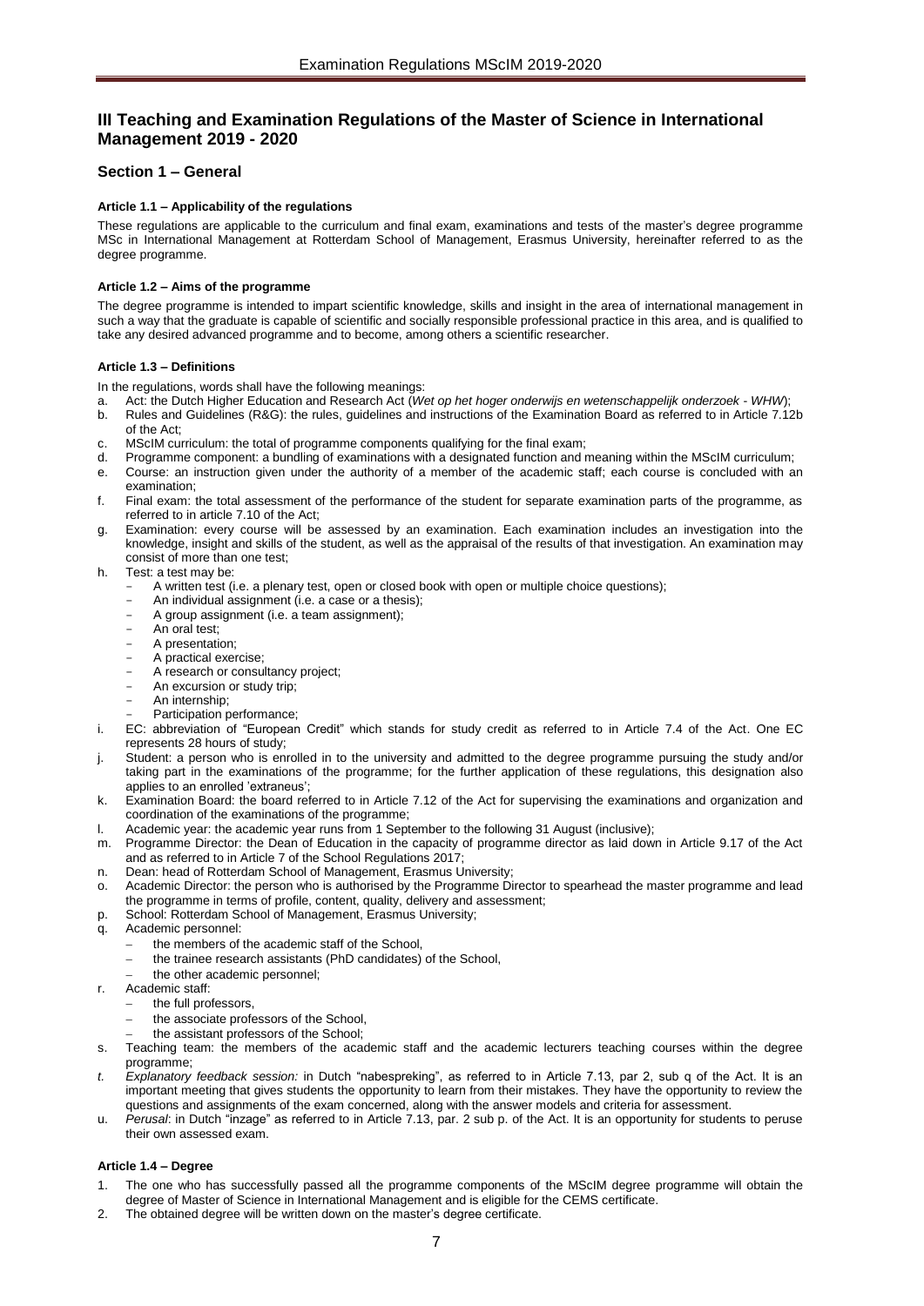## III Teaching and Examination Regulations of the Master of Science in International Management 2019 - 2020

### Section 1 – General

#### Article 1.1 – Applicability of the regulations

These regulations are applicable to the curriculum and final exam, examinations and tests of the master's degree programme MSc in International Management at Rotterdam School of Management, Erasmus University, hereinafter referred to as the degree programme.

#### Article 1.2 – Aims of the programme

The degree programme is intended to impart scientific knowledge, skills and insight in the area of international management in such a way that the graduate is capable of scientific and socially responsible professional practice in this area, and is qualified to take any desired advanced programme and to become, among others a scientific researcher.

#### Article 1.3 – Definitions

In the regulations, words shall have the following meanings:

a. Act: the Dutch Higher Education and Research Act (*Wet op het hoger onderwijs en wetenschappelijk onderzoek - WHW*);
b. Rules and Guidelines (R&G): the rules, guidelines and instructions of the Examination Board as referred to in Article 7.12b of the Act;
c. MScIM curriculum: the total of programme components qualifying for the final exam;
d. Programme component: a bundling of examinations with a designated function and meaning within the MScIM curriculum;
e. Course: an instruction given under the authority of a member of the academic staff; each course is concluded with an examination;
f. Final exam: the total assessment of the performance of the student for separate examination parts of the programme, as referred to in article 7.10 of the Act;
g. Examination: every course will be assessed by an examination. Each examination includes an investigation into the knowledge, insight and skills of the student, as well as the appraisal of the results of that investigation. An examination may consist of more than one test;
h. Test: a test may be:
   - A written test (i.e. a plenary test, open or closed book with open or multiple choice questions);
   - An individual assignment (i.e. a case or a thesis);
   - A group assignment (i.e. a team assignment);
   - An oral test;
   - A presentation;
   - A practical exercise;
   - A research or consultancy project;
   - An excursion or study trip;
   - An internship;
   - Participation performance;
i. EC: abbreviation of "European Credit" which stands for study credit as referred to in Article 7.4 of the Act. One EC represents 28 hours of study;
j. Student: a person who is enrolled in to the university and admitted to the degree programme pursuing the study and/or taking part in the examinations of the programme; for the further application of these regulations, this designation also applies to an enrolled 'extraneus';
k. Examination Board: the board referred to in Article 7.12 of the Act for supervising the examinations and organization and coordination of the examinations of the programme;
l. Academic year: the academic year runs from 1 September to the following 31 August (inclusive);
m. Programme Director: the Dean of Education in the capacity of programme director as laid down in Article 9.17 of the Act and as referred to in Article 7 of the School Regulations 2017;
n. Dean: head of Rotterdam School of Management, Erasmus University;
o. Academic Director: the person who is authorised by the Programme Director to spearhead the master programme and lead the programme in terms of profile, content, quality, delivery and assessment;
p. School: Rotterdam School of Management, Erasmus University;
q. Academic personnel:
   - the members of the academic staff of the School,
   - the trainee research assistants (PhD candidates) of the School,
   - the other academic personnel;
r. Academic staff:
   - the full professors,
   - the associate professors of the School,
   - the assistant professors of the School;
s. Teaching team: the members of the academic staff and the academic lecturers teaching courses within the degree programme;
t. *Explanatory feedback session:* in Dutch "nabespreking", as referred to in Article 7.13, par 2, sub q of the Act. It is an important meeting that gives students the opportunity to learn from their mistakes. They have the opportunity to review the questions and assignments of the exam concerned, along with the answer models and criteria for assessment.
u. *Perusal*: in Dutch "inzage" as referred to in Article 7.13, par. 2 sub p. of the Act. It is an opportunity for students to peruse their own assessed exam.

#### Article 1.4 – Degree

1. The one who has successfully passed all the programme components of the MScIM degree programme will obtain the degree of Master of Science in International Management and is eligible for the CEMS certificate.
2. The obtained degree will be written down on the master's degree certificate.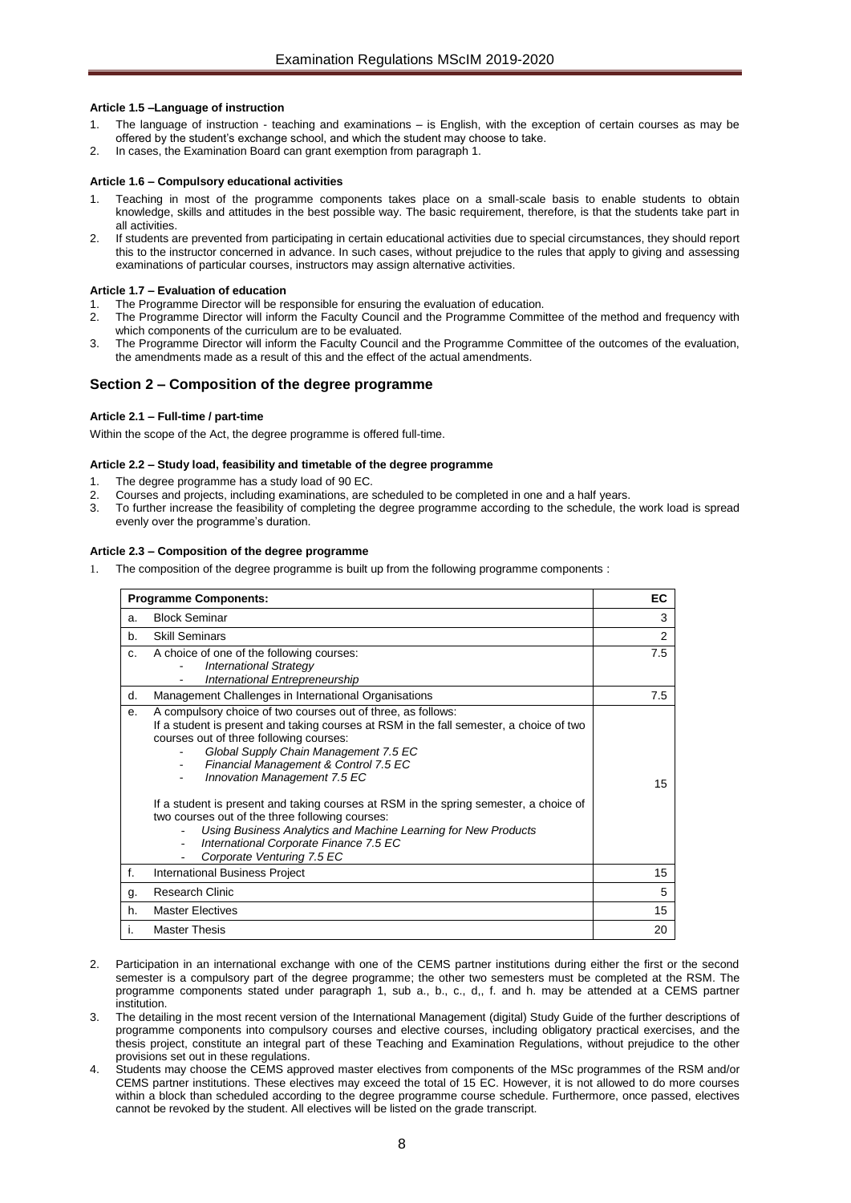#### Article 1.5 –Language of instruction

1. The language of instruction - teaching and examinations – is English, with the exception of certain courses as may be offered by the student's exchange school, and which the student may choose to take.
2. In cases, the Examination Board can grant exemption from paragraph 1.

#### Article 1.6 – Compulsory educational activities

1. Teaching in most of the programme components takes place on a small-scale basis to enable students to obtain knowledge, skills and attitudes in the best possible way. The basic requirement, therefore, is that the students take part in all activities.
2. If students are prevented from participating in certain educational activities due to special circumstances, they should report this to the instructor concerned in advance. In such cases, without prejudice to the rules that apply to giving and assessing examinations of particular courses, instructors may assign alternative activities.

#### Article 1.7 – Evaluation of education

1. The Programme Director will be responsible for ensuring the evaluation of education.
2. The Programme Director will inform the Faculty Council and the Programme Committee of the method and frequency with which components of the curriculum are to be evaluated.
3. The Programme Director will inform the Faculty Council and the Programme Committee of the outcomes of the evaluation, the amendments made as a result of this and the effect of the actual amendments.

## Section 2 – Composition of the degree programme

#### Article 2.1 – Full-time / part-time

Within the scope of the Act, the degree programme is offered full-time.

#### Article 2.2 – Study load, feasibility and timetable of the degree programme

1. The degree programme has a study load of 90 EC.
2. Courses and projects, including examinations, are scheduled to be completed in one and a half years.
3. To further increase the feasibility of completing the degree programme according to the schedule, the work load is spread evenly over the programme's duration.

#### Article 2.3 – Composition of the degree programme

1. The composition of the degree programme is built up from the following programme components :

| | Programme Components: | EC |
|---|---|---|
| a. | Block Seminar | 3 |
| b. | Skill Seminars | 2 |
| c. | A choice of one of the following courses:<br>- *International Strategy*<br>- *International Entrepreneurship* | 7.5 |
| d. | Management Challenges in International Organisations | 7.5 |
| e. | A compulsory choice of two courses out of three, as follows:<br>If a student is present and taking courses at RSM in the fall semester, a choice of two courses out of three following courses:<br>- *Global Supply Chain Management 7.5 EC*<br>- *Financial Management & Control 7.5 EC*<br>- *Innovation Management 7.5 EC*<br><br>If a student is present and taking courses at RSM in the spring semester, a choice of two courses out of the three following courses:<br>- *Using Business Analytics and Machine Learning for New Products*<br>- *International Corporate Finance 7.5 EC*<br>- *Corporate Venturing 7.5 EC* | 15 |
| f. | International Business Project | 15 |
| g. | Research Clinic | 5 |
| h. | Master Electives | 15 |
| i. | Master Thesis | 20 |

2. Participation in an international exchange with one of the CEMS partner institutions during either the first or the second semester is a compulsory part of the degree programme; the other two semesters must be completed at the RSM. The programme components stated under paragraph 1, sub a., b., c., d,, f. and h. may be attended at a CEMS partner institution.
3. The detailing in the most recent version of the International Management (digital) Study Guide of the further descriptions of programme components into compulsory courses and elective courses, including obligatory practical exercises, and the thesis project, constitute an integral part of these Teaching and Examination Regulations, without prejudice to the other provisions set out in these regulations.
4. Students may choose the CEMS approved master electives from components of the MSc programmes of the RSM and/or CEMS partner institutions. These electives may exceed the total of 15 EC. However, it is not allowed to do more courses within a block than scheduled according to the degree programme course schedule. Furthermore, once passed, electives cannot be revoked by the student. All electives will be listed on the grade transcript.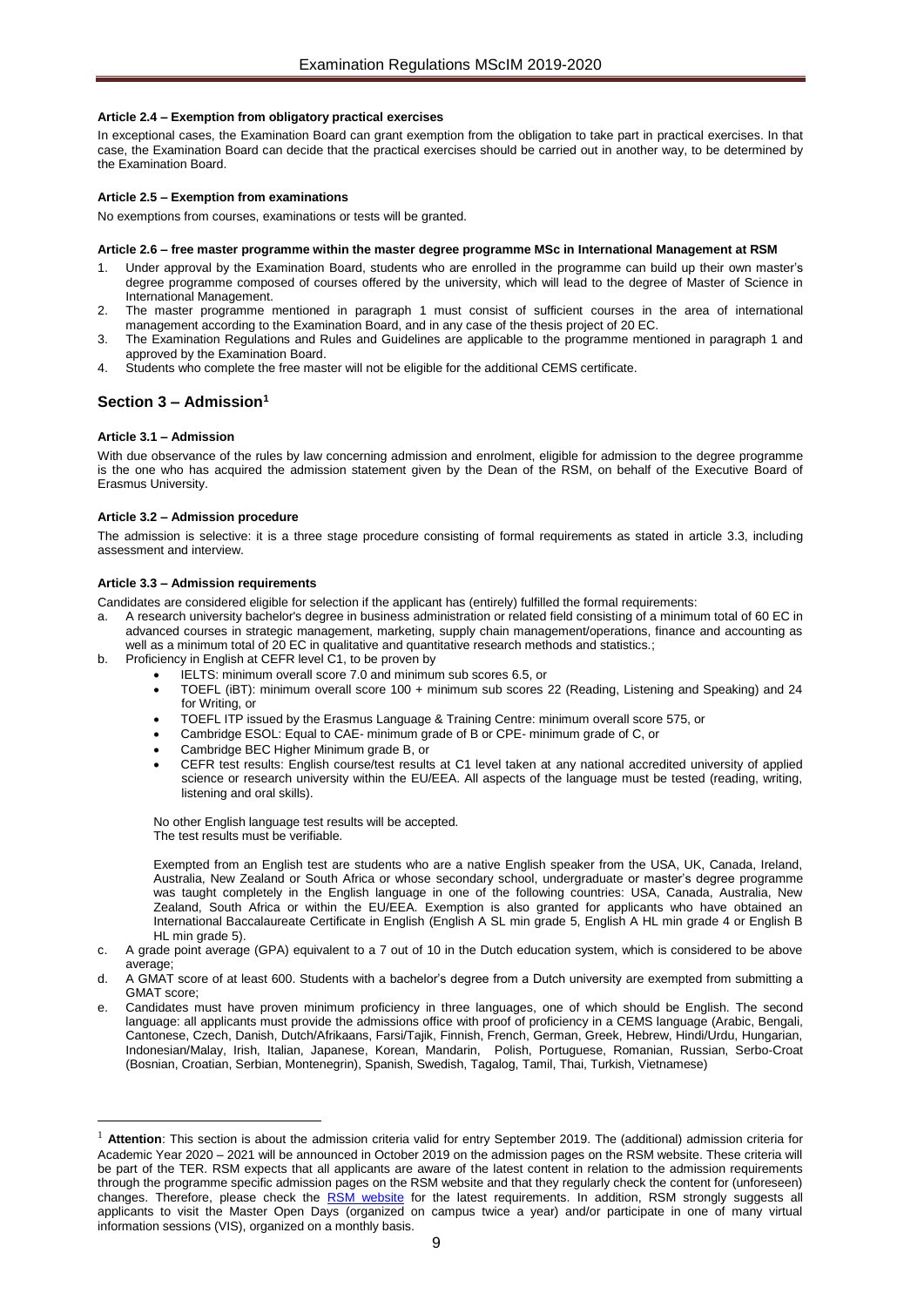#### Article 2.4 – Exemption from obligatory practical exercises

In exceptional cases, the Examination Board can grant exemption from the obligation to take part in practical exercises. In that case, the Examination Board can decide that the practical exercises should be carried out in another way, to be determined by the Examination Board.

#### Article 2.5 – Exemption from examinations

No exemptions from courses, examinations or tests will be granted.

#### Article 2.6 – free master programme within the master degree programme MSc in International Management at RSM

1. Under approval by the Examination Board, students who are enrolled in the programme can build up their own master's degree programme composed of courses offered by the university, which will lead to the degree of Master of Science in International Management.
2. The master programme mentioned in paragraph 1 must consist of sufficient courses in the area of international management according to the Examination Board, and in any case of the thesis project of 20 EC.
3. The Examination Regulations and Rules and Guidelines are applicable to the programme mentioned in paragraph 1 and approved by the Examination Board.
4. Students who complete the free master will not be eligible for the additional CEMS certificate.

## Section 3 – Admission[1]

#### Article 3.1 – Admission

With due observance of the rules by law concerning admission and enrolment, eligible for admission to the degree programme is the one who has acquired the admission statement given by the Dean of the RSM, on behalf of the Executive Board of Erasmus University.

#### Article 3.2 – Admission procedure

The admission is selective: it is a three stage procedure consisting of formal requirements as stated in article 3.3, including assessment and interview.

#### Article 3.3 – Admission requirements

Candidates are considered eligible for selection if the applicant has (entirely) fulfilled the formal requirements:

a. A research university bachelor's degree in business administration or related field consisting of a minimum total of 60 EC in advanced courses in strategic management, marketing, supply chain management/operations, finance and accounting as well as a minimum total of 20 EC in qualitative and quantitative research methods and statistics.;
b. Proficiency in English at CEFR level C1, to be proven by
   - IELTS: minimum overall score 7.0 and minimum sub scores 6.5, or
   - TOEFL (iBT): minimum overall score 100 + minimum sub scores 22 (Reading, Listening and Speaking) and 24 for Writing, or
   - TOEFL ITP issued by the Erasmus Language & Training Centre: minimum overall score 575, or
   - Cambridge ESOL: Equal to CAE- minimum grade of B or CPE- minimum grade of C, or
   - Cambridge BEC Higher Minimum grade B, or
   - CEFR test results: English course/test results at C1 level taken at any national accredited university of applied science or research university within the EU/EEA. All aspects of the language must be tested (reading, writing, listening and oral skills).

   No other English language test results will be accepted.
   The test results must be verifiable.

   Exempted from an English test are students who are a native English speaker from the USA, UK, Canada, Ireland, Australia, New Zealand or South Africa or whose secondary school, undergraduate or master's degree programme was taught completely in the English language in one of the following countries: USA, Canada, Australia, New Zealand, South Africa or within the EU/EEA. Exemption is also granted for applicants who have obtained an International Baccalaureate Certificate in English (English A SL min grade 5, English A HL min grade 4 or English B HL min grade 5).
c. A grade point average (GPA) equivalent to a 7 out of 10 in the Dutch education system, which is considered to be above average;
d. A GMAT score of at least 600. Students with a bachelor's degree from a Dutch university are exempted from submitting a GMAT score;
e. Candidates must have proven minimum proficiency in three languages, one of which should be English. The second language: all applicants must provide the admissions office with proof of proficiency in a CEMS language (Arabic, Bengali, Cantonese, Czech, Danish, Dutch/Afrikaans, Farsi/Tajik, Finnish, French, German, Greek, Hebrew, Hindi/Urdu, Hungarian, Indonesian/Malay, Irish, Italian, Japanese, Korean, Mandarin, Polish, Portuguese, Romanian, Russian, Serbo-Croat (Bosnian, Croatian, Serbian, Montenegrin), Spanish, Swedish, Tagalog, Tamil, Thai, Turkish, Vietnamese)

---

[1] **Attention**: This section is about the admission criteria valid for entry September 2019. The (additional) admission criteria for Academic Year 2020 – 2021 will be announced in October 2019 on the admission pages on the RSM website. These criteria will be part of the TER. RSM expects that all applicants are aware of the latest content in relation to the admission requirements through the programme specific admission pages on the RSM website and that they regularly check the content for (unforeseen) changes. Therefore, please check the RSM website for the latest requirements. In addition, RSM strongly suggests all applicants to visit the Master Open Days (organized on campus twice a year) and/or participate in one of many virtual information sessions (VIS), organized on a monthly basis.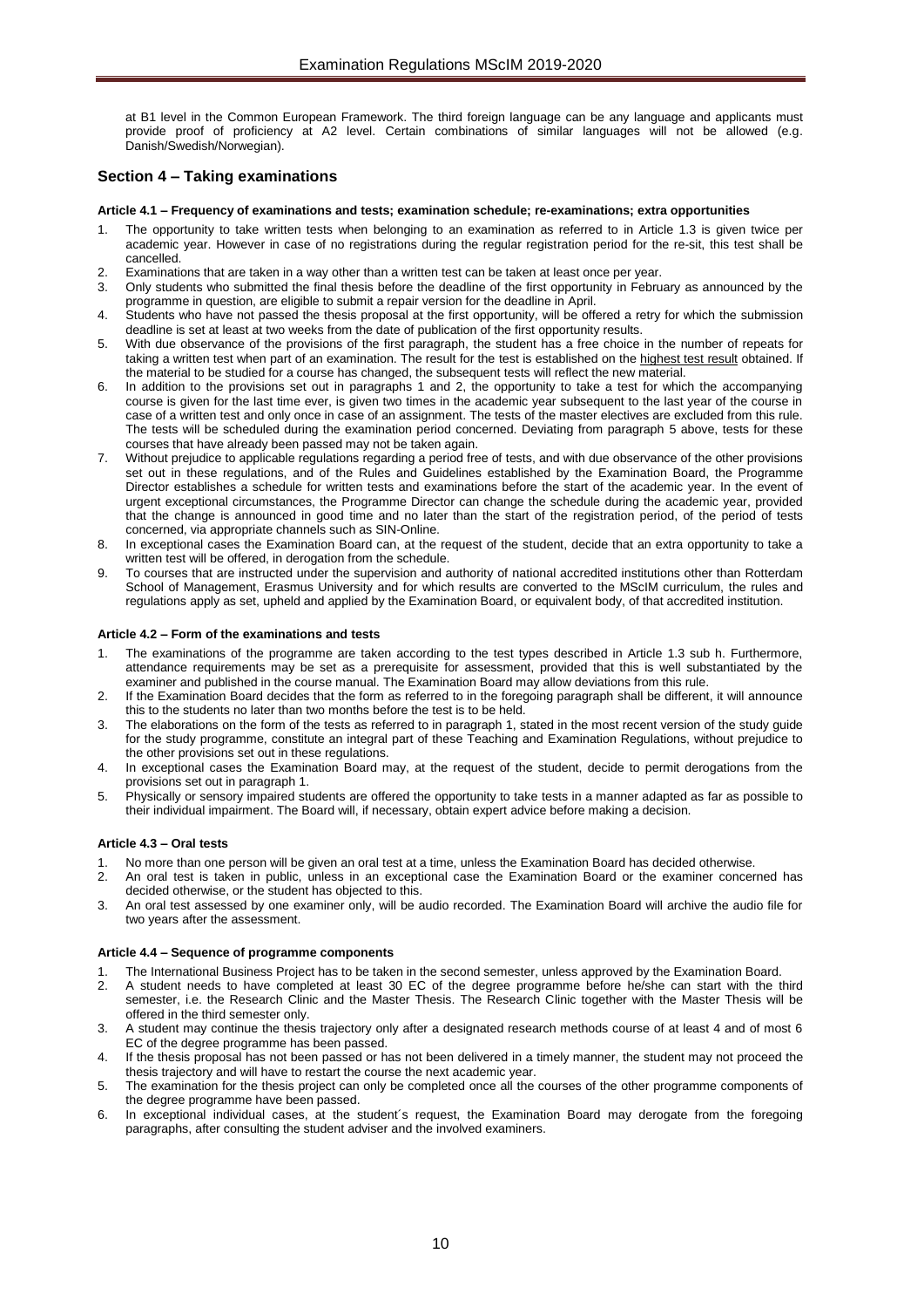at B1 level in the Common European Framework. The third foreign language can be any language and applicants must provide proof of proficiency at A2 level. Certain combinations of similar languages will not be allowed (e.g. Danish/Swedish/Norwegian).

## Section 4 – Taking examinations

#### Article 4.1 – Frequency of examinations and tests; examination schedule; re-examinations; extra opportunities

1. The opportunity to take written tests when belonging to an examination as referred to in Article 1.3 is given twice per academic year. However in case of no registrations during the regular registration period for the re-sit, this test shall be cancelled.
2. Examinations that are taken in a way other than a written test can be taken at least once per year.
3. Only students who submitted the final thesis before the deadline of the first opportunity in February as announced by the programme in question, are eligible to submit a repair version for the deadline in April.
4. Students who have not passed the thesis proposal at the first opportunity, will be offered a retry for which the submission deadline is set at least at two weeks from the date of publication of the first opportunity results.
5. With due observance of the provisions of the first paragraph, the student has a free choice in the number of repeats for taking a written test when part of an examination. The result for the test is established on the highest test result obtained. If the material to be studied for a course has changed, the subsequent tests will reflect the new material.
6. In addition to the provisions set out in paragraphs 1 and 2, the opportunity to take a test for which the accompanying course is given for the last time ever, is given two times in the academic year subsequent to the last year of the course in case of a written test and only once in case of an assignment. The tests of the master electives are excluded from this rule. The tests will be scheduled during the examination period concerned. Deviating from paragraph 5 above, tests for these courses that have already been passed may not be taken again.
7. Without prejudice to applicable regulations regarding a period free of tests, and with due observance of the other provisions set out in these regulations, and of the Rules and Guidelines established by the Examination Board, the Programme Director establishes a schedule for written tests and examinations before the start of the academic year. In the event of urgent exceptional circumstances, the Programme Director can change the schedule during the academic year, provided that the change is announced in good time and no later than the start of the registration period, of the period of tests concerned, via appropriate channels such as SIN-Online.
8. In exceptional cases the Examination Board can, at the request of the student, decide that an extra opportunity to take a written test will be offered, in derogation from the schedule.
9. To courses that are instructed under the supervision and authority of national accredited institutions other than Rotterdam School of Management, Erasmus University and for which results are converted to the MScIM curriculum, the rules and regulations apply as set, upheld and applied by the Examination Board, or equivalent body, of that accredited institution.

#### Article 4.2 – Form of the examinations and tests

1. The examinations of the programme are taken according to the test types described in Article 1.3 sub h. Furthermore, attendance requirements may be set as a prerequisite for assessment, provided that this is well substantiated by the examiner and published in the course manual. The Examination Board may allow deviations from this rule.
2. If the Examination Board decides that the form as referred to in the foregoing paragraph shall be different, it will announce this to the students no later than two months before the test is to be held.
3. The elaborations on the form of the tests as referred to in paragraph 1, stated in the most recent version of the study guide for the study programme, constitute an integral part of these Teaching and Examination Regulations, without prejudice to the other provisions set out in these regulations.
4. In exceptional cases the Examination Board may, at the request of the student, decide to permit derogations from the provisions set out in paragraph 1.
5. Physically or sensory impaired students are offered the opportunity to take tests in a manner adapted as far as possible to their individual impairment. The Board will, if necessary, obtain expert advice before making a decision.

#### Article 4.3 – Oral tests

1. No more than one person will be given an oral test at a time, unless the Examination Board has decided otherwise.
2. An oral test is taken in public, unless in an exceptional case the Examination Board or the examiner concerned has decided otherwise, or the student has objected to this.
3. An oral test assessed by one examiner only, will be audio recorded. The Examination Board will archive the audio file for two years after the assessment.

#### Article 4.4 – Sequence of programme components

1. The International Business Project has to be taken in the second semester, unless approved by the Examination Board.
2. A student needs to have completed at least 30 EC of the degree programme before he/she can start with the third semester, i.e. the Research Clinic and the Master Thesis. The Research Clinic together with the Master Thesis will be offered in the third semester only.
3. A student may continue the thesis trajectory only after a designated research methods course of at least 4 and of most 6 EC of the degree programme has been passed.
4. If the thesis proposal has not been passed or has not been delivered in a timely manner, the student may not proceed the thesis trajectory and will have to restart the course the next academic year.
5. The examination for the thesis project can only be completed once all the courses of the other programme components of the degree programme have been passed.
6. In exceptional individual cases, at the student´s request, the Examination Board may derogate from the foregoing paragraphs, after consulting the student adviser and the involved examiners.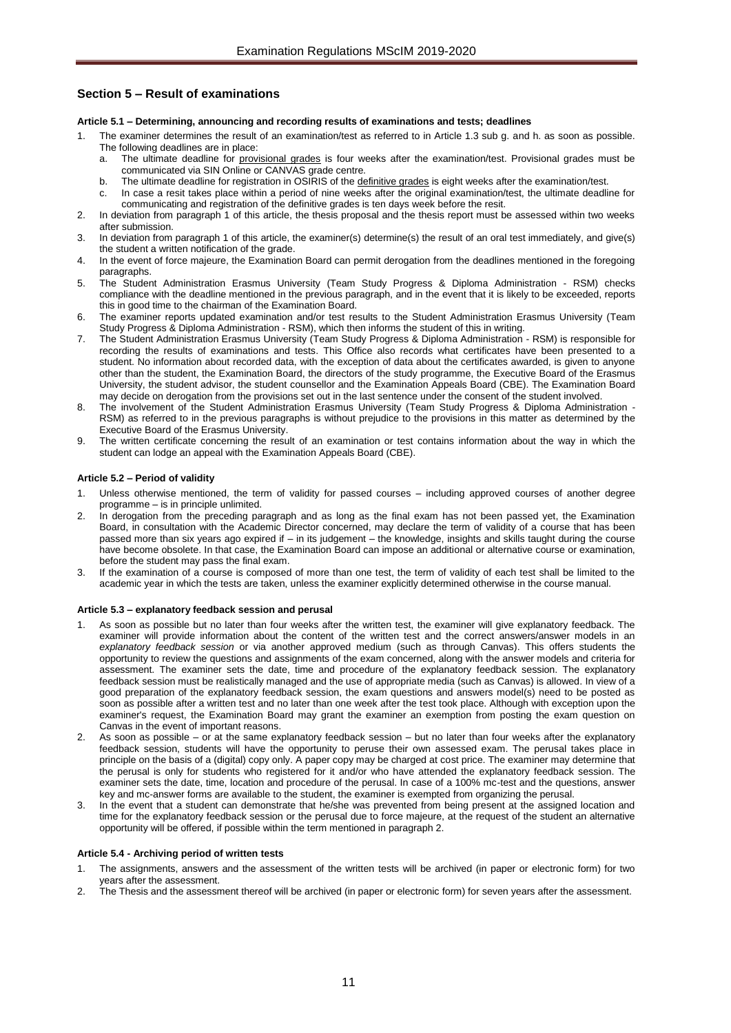## Section 5 – Result of examinations

### Article 5.1 – Determining, announcing and recording results of examinations and tests; deadlines

1. The examiner determines the result of an examination/test as referred to in Article 1.3 sub g. and h. as soon as possible. The following deadlines are in place:
   a. The ultimate deadline for provisional grades is four weeks after the examination/test. Provisional grades must be communicated via SIN Online or CANVAS grade centre.
   b. The ultimate deadline for registration in OSIRIS of the definitive grades is eight weeks after the examination/test.
   c. In case a resit takes place within a period of nine weeks after the original examination/test, the ultimate deadline for communicating and registration of the definitive grades is ten days week before the resit.
2. In deviation from paragraph 1 of this article, the thesis proposal and the thesis report must be assessed within two weeks after submission.
3. In deviation from paragraph 1 of this article, the examiner(s) determine(s) the result of an oral test immediately, and give(s) the student a written notification of the grade.
4. In the event of force majeure, the Examination Board can permit derogation from the deadlines mentioned in the foregoing paragraphs.
5. The Student Administration Erasmus University (Team Study Progress & Diploma Administration - RSM) checks compliance with the deadline mentioned in the previous paragraph, and in the event that it is likely to be exceeded, reports this in good time to the chairman of the Examination Board.
6. The examiner reports updated examination and/or test results to the Student Administration Erasmus University (Team Study Progress & Diploma Administration - RSM), which then informs the student of this in writing.
7. The Student Administration Erasmus University (Team Study Progress & Diploma Administration - RSM) is responsible for recording the results of examinations and tests. This Office also records what certificates have been presented to a student. No information about recorded data, with the exception of data about the certificates awarded, is given to anyone other than the student, the Examination Board, the directors of the study programme, the Executive Board of the Erasmus University, the student advisor, the student counsellor and the Examination Appeals Board (CBE). The Examination Board may decide on derogation from the provisions set out in the last sentence under the consent of the student involved.
8. The involvement of the Student Administration Erasmus University (Team Study Progress & Diploma Administration - RSM) as referred to in the previous paragraphs is without prejudice to the provisions in this matter as determined by the Executive Board of the Erasmus University.
9. The written certificate concerning the result of an examination or test contains information about the way in which the student can lodge an appeal with the Examination Appeals Board (CBE).

### Article 5.2 – Period of validity

1. Unless otherwise mentioned, the term of validity for passed courses – including approved courses of another degree programme – is in principle unlimited.
2. In derogation from the preceding paragraph and as long as the final exam has not been passed yet, the Examination Board, in consultation with the Academic Director concerned, may declare the term of validity of a course that has been passed more than six years ago expired if – in its judgement – the knowledge, insights and skills taught during the course have become obsolete. In that case, the Examination Board can impose an additional or alternative course or examination, before the student may pass the final exam.
3. If the examination of a course is composed of more than one test, the term of validity of each test shall be limited to the academic year in which the tests are taken, unless the examiner explicitly determined otherwise in the course manual.

### Article 5.3 – explanatory feedback session and perusal

1. As soon as possible but no later than four weeks after the written test, the examiner will give explanatory feedback. The examiner will provide information about the content of the written test and the correct answers/answer models in an *explanatory feedback session* or via another approved medium (such as through Canvas). This offers students the opportunity to review the questions and assignments of the exam concerned, along with the answer models and criteria for assessment. The examiner sets the date, time and procedure of the explanatory feedback session. The explanatory feedback session must be realistically managed and the use of appropriate media (such as Canvas) is allowed. In view of a good preparation of the explanatory feedback session, the exam questions and answers model(s) need to be posted as soon as possible after a written test and no later than one week after the test took place. Although with exception upon the examiner's request, the Examination Board may grant the examiner an exemption from posting the exam question on Canvas in the event of important reasons.
2. As soon as possible – or at the same explanatory feedback session – but no later than four weeks after the explanatory feedback session, students will have the opportunity to peruse their own assessed exam. The perusal takes place in principle on the basis of a (digital) copy only. A paper copy may be charged at cost price. The examiner may determine that the perusal is only for students who registered for it and/or who have attended the explanatory feedback session. The examiner sets the date, time, location and procedure of the perusal. In case of a 100% mc-test and the questions, answer key and mc-answer forms are available to the student, the examiner is exempted from organizing the perusal.
3. In the event that a student can demonstrate that he/she was prevented from being present at the assigned location and time for the explanatory feedback session or the perusal due to force majeure, at the request of the student an alternative opportunity will be offered, if possible within the term mentioned in paragraph 2.

### Article 5.4 - Archiving period of written tests

1. The assignments, answers and the assessment of the written tests will be archived (in paper or electronic form) for two years after the assessment.
2. The Thesis and the assessment thereof will be archived (in paper or electronic form) for seven years after the assessment.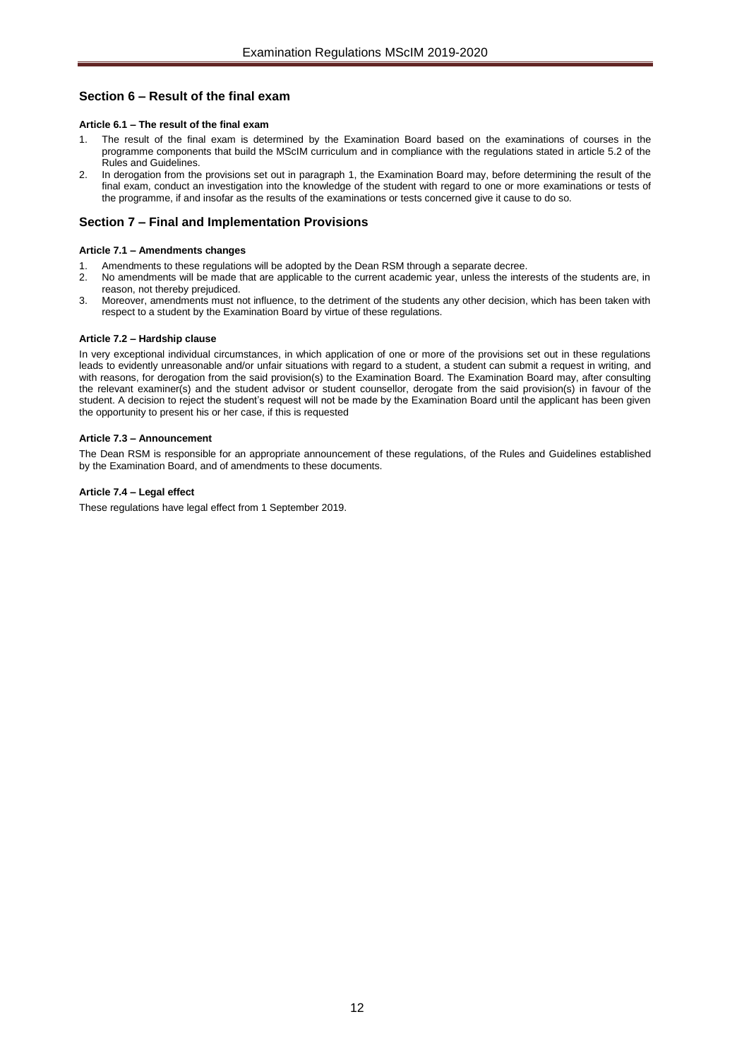## Section 6 – Result of the final exam

#### Article 6.1 – The result of the final exam

1. The result of the final exam is determined by the Examination Board based on the examinations of courses in the programme components that build the MScIM curriculum and in compliance with the regulations stated in article 5.2 of the Rules and Guidelines.
2. In derogation from the provisions set out in paragraph 1, the Examination Board may, before determining the result of the final exam, conduct an investigation into the knowledge of the student with regard to one or more examinations or tests of the programme, if and insofar as the results of the examinations or tests concerned give it cause to do so.

## Section 7 – Final and Implementation Provisions

#### Article 7.1 – Amendments changes

1. Amendments to these regulations will be adopted by the Dean RSM through a separate decree.
2. No amendments will be made that are applicable to the current academic year, unless the interests of the students are, in reason, not thereby prejudiced.
3. Moreover, amendments must not influence, to the detriment of the students any other decision, which has been taken with respect to a student by the Examination Board by virtue of these regulations.

#### Article 7.2 – Hardship clause

In very exceptional individual circumstances, in which application of one or more of the provisions set out in these regulations leads to evidently unreasonable and/or unfair situations with regard to a student, a student can submit a request in writing, and with reasons, for derogation from the said provision(s) to the Examination Board. The Examination Board may, after consulting the relevant examiner(s) and the student advisor or student counsellor, derogate from the said provision(s) in favour of the student. A decision to reject the student's request will not be made by the Examination Board until the applicant has been given the opportunity to present his or her case, if this is requested

#### Article 7.3 – Announcement

The Dean RSM is responsible for an appropriate announcement of these regulations, of the Rules and Guidelines established by the Examination Board, and of amendments to these documents.

#### Article 7.4 – Legal effect

These regulations have legal effect from 1 September 2019.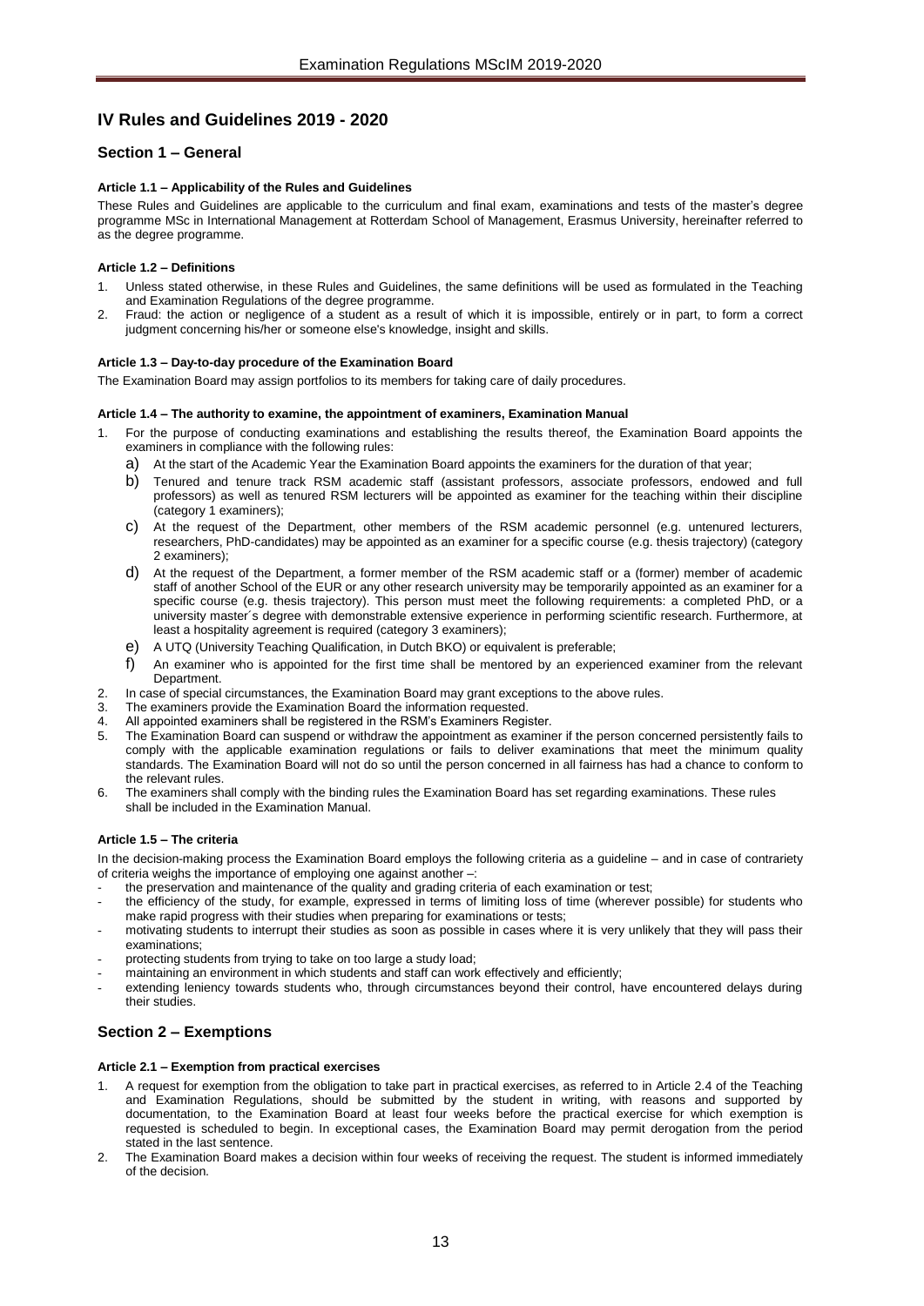# IV Rules and Guidelines 2019 - 2020

## Section 1 – General

### Article 1.1 – Applicability of the Rules and Guidelines

These Rules and Guidelines are applicable to the curriculum and final exam, examinations and tests of the master's degree programme MSc in International Management at Rotterdam School of Management, Erasmus University, hereinafter referred to as the degree programme.

### Article 1.2 – Definitions

1. Unless stated otherwise, in these Rules and Guidelines, the same definitions will be used as formulated in the Teaching and Examination Regulations of the degree programme.
2. Fraud: the action or negligence of a student as a result of which it is impossible, entirely or in part, to form a correct judgment concerning his/her or someone else's knowledge, insight and skills.

### Article 1.3 – Day-to-day procedure of the Examination Board

The Examination Board may assign portfolios to its members for taking care of daily procedures.

### Article 1.4 – The authority to examine, the appointment of examiners, Examination Manual

1. For the purpose of conducting examinations and establishing the results thereof, the Examination Board appoints the examiners in compliance with the following rules:
   a) At the start of the Academic Year the Examination Board appoints the examiners for the duration of that year;
   b) Tenured and tenure track RSM academic staff (assistant professors, associate professors, endowed and full professors) as well as tenured RSM lecturers will be appointed as examiner for the teaching within their discipline (category 1 examiners);
   c) At the request of the Department, other members of the RSM academic personnel (e.g. untenured lecturers, researchers, PhD-candidates) may be appointed as an examiner for a specific course (e.g. thesis trajectory) (category 2 examiners);
   d) At the request of the Department, a former member of the RSM academic staff or a (former) member of academic staff of another School of the EUR or any other research university may be temporarily appointed as an examiner for a specific course (e.g. thesis trajectory). This person must meet the following requirements: a completed PhD, or a university master´s degree with demonstrable extensive experience in performing scientific research. Furthermore, at least a hospitality agreement is required (category 3 examiners);
   e) A UTQ (University Teaching Qualification, in Dutch BKO) or equivalent is preferable;
   f) An examiner who is appointed for the first time shall be mentored by an experienced examiner from the relevant Department.
2. In case of special circumstances, the Examination Board may grant exceptions to the above rules.
3. The examiners provide the Examination Board the information requested.
4. All appointed examiners shall be registered in the RSM's Examiners Register.
5. The Examination Board can suspend or withdraw the appointment as examiner if the person concerned persistently fails to comply with the applicable examination regulations or fails to deliver examinations that meet the minimum quality standards. The Examination Board will not do so until the person concerned in all fairness has had a chance to conform to the relevant rules.
6. The examiners shall comply with the binding rules the Examination Board has set regarding examinations. These rules shall be included in the Examination Manual.

### Article 1.5 – The criteria

In the decision-making process the Examination Board employs the following criteria as a guideline – and in case of contrariety of criteria weighs the importance of employing one against another –:

- the preservation and maintenance of the quality and grading criteria of each examination or test;
- the efficiency of the study, for example, expressed in terms of limiting loss of time (wherever possible) for students who make rapid progress with their studies when preparing for examinations or tests;
- motivating students to interrupt their studies as soon as possible in cases where it is very unlikely that they will pass their examinations;
- protecting students from trying to take on too large a study load;
- maintaining an environment in which students and staff can work effectively and efficiently;
- extending leniency towards students who, through circumstances beyond their control, have encountered delays during their studies.

## Section 2 – Exemptions

### Article 2.1 – Exemption from practical exercises

1. A request for exemption from the obligation to take part in practical exercises, as referred to in Article 2.4 of the Teaching and Examination Regulations, should be submitted by the student in writing, with reasons and supported by documentation, to the Examination Board at least four weeks before the practical exercise for which exemption is requested is scheduled to begin. In exceptional cases, the Examination Board may permit derogation from the period stated in the last sentence.
2. The Examination Board makes a decision within four weeks of receiving the request. The student is informed immediately of the decision.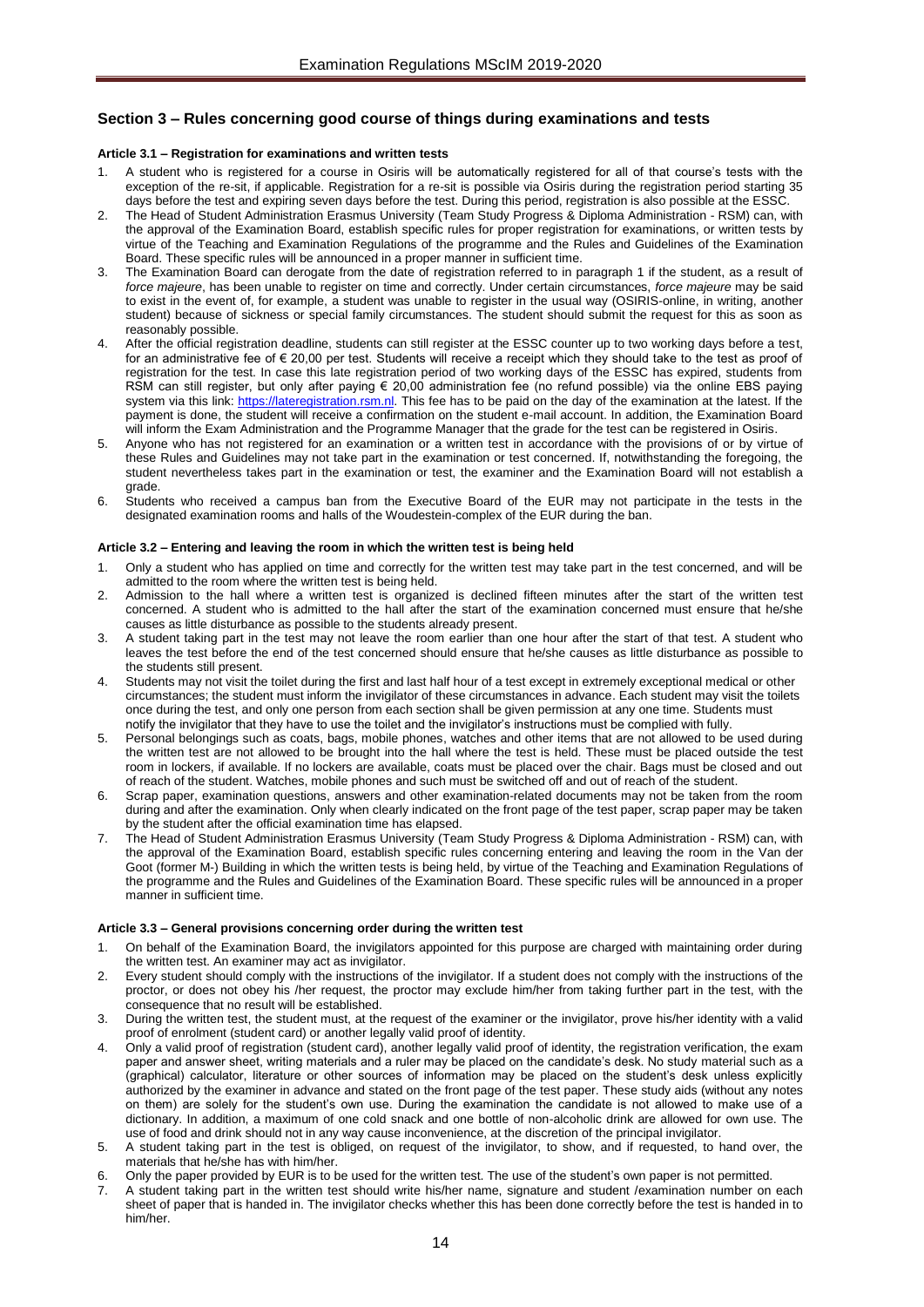## Section 3 – Rules concerning good course of things during examinations and tests

### Article 3.1 – Registration for examinations and written tests

1. A student who is registered for a course in Osiris will be automatically registered for all of that course's tests with the exception of the re-sit, if applicable. Registration for a re-sit is possible via Osiris during the registration period starting 35 days before the test and expiring seven days before the test. During this period, registration is also possible at the ESSC.
2. The Head of Student Administration Erasmus University (Team Study Progress & Diploma Administration - RSM) can, with the approval of the Examination Board, establish specific rules for proper registration for examinations, or written tests by virtue of the Teaching and Examination Regulations of the programme and the Rules and Guidelines of the Examination Board. These specific rules will be announced in a proper manner in sufficient time.
3. The Examination Board can derogate from the date of registration referred to in paragraph 1 if the student, as a result of *force majeure*, has been unable to register on time and correctly. Under certain circumstances, *force majeure* may be said to exist in the event of, for example, a student was unable to register in the usual way (OSIRIS-online, in writing, another student) because of sickness or special family circumstances. The student should submit the request for this as soon as reasonably possible.
4. After the official registration deadline, students can still register at the ESSC counter up to two working days before a test, for an administrative fee of € 20,00 per test. Students will receive a receipt which they should take to the test as proof of registration for the test. In case this late registration period of two working days of the ESSC has expired, students from RSM can still register, but only after paying € 20,00 administration fee (no refund possible) via the online EBS paying system via this link: https://lateregistration.rsm.nl. This fee has to be paid on the day of the examination at the latest. If the payment is done, the student will receive a confirmation on the student e-mail account. In addition, the Examination Board will inform the Exam Administration and the Programme Manager that the grade for the test can be registered in Osiris.
5. Anyone who has not registered for an examination or a written test in accordance with the provisions of or by virtue of these Rules and Guidelines may not take part in the examination or test concerned. If, notwithstanding the foregoing, the student nevertheless takes part in the examination or test, the examiner and the Examination Board will not establish a grade.
6. Students who received a campus ban from the Executive Board of the EUR may not participate in the tests in the designated examination rooms and halls of the Woudestein-complex of the EUR during the ban.

### Article 3.2 – Entering and leaving the room in which the written test is being held

1. Only a student who has applied on time and correctly for the written test may take part in the test concerned, and will be admitted to the room where the written test is being held.
2. Admission to the hall where a written test is organized is declined fifteen minutes after the start of the written test concerned. A student who is admitted to the hall after the start of the examination concerned must ensure that he/she causes as little disturbance as possible to the students already present.
3. A student taking part in the test may not leave the room earlier than one hour after the start of that test. A student who leaves the test before the end of the test concerned should ensure that he/she causes as little disturbance as possible to the students still present.
4. Students may not visit the toilet during the first and last half hour of a test except in extremely exceptional medical or other circumstances; the student must inform the invigilator of these circumstances in advance. Each student may visit the toilets once during the test, and only one person from each section shall be given permission at any one time. Students must notify the invigilator that they have to use the toilet and the invigilator's instructions must be complied with fully.
5. Personal belongings such as coats, bags, mobile phones, watches and other items that are not allowed to be used during the written test are not allowed to be brought into the hall where the test is held. These must be placed outside the test room in lockers, if available. If no lockers are available, coats must be placed over the chair. Bags must be closed and out of reach of the student. Watches, mobile phones and such must be switched off and out of reach of the student.
6. Scrap paper, examination questions, answers and other examination-related documents may not be taken from the room during and after the examination. Only when clearly indicated on the front page of the test paper, scrap paper may be taken by the student after the official examination time has elapsed.
7. The Head of Student Administration Erasmus University (Team Study Progress & Diploma Administration - RSM) can, with the approval of the Examination Board, establish specific rules concerning entering and leaving the room in the Van der Goot (former M-) Building in which the written tests is being held, by virtue of the Teaching and Examination Regulations of the programme and the Rules and Guidelines of the Examination Board. These specific rules will be announced in a proper manner in sufficient time.

### Article 3.3 – General provisions concerning order during the written test

1. On behalf of the Examination Board, the invigilators appointed for this purpose are charged with maintaining order during the written test. An examiner may act as invigilator.
2. Every student should comply with the instructions of the invigilator. If a student does not comply with the instructions of the proctor, or does not obey his /her request, the proctor may exclude him/her from taking further part in the test, with the consequence that no result will be established.
3. During the written test, the student must, at the request of the examiner or the invigilator, prove his/her identity with a valid proof of enrolment (student card) or another legally valid proof of identity.
4. Only a valid proof of registration (student card), another legally valid proof of identity, the registration verification, the exam paper and answer sheet, writing materials and a ruler may be placed on the candidate's desk. No study material such as a (graphical) calculator, literature or other sources of information may be placed on the student's desk unless explicitly authorized by the examiner in advance and stated on the front page of the test paper. These study aids (without any notes on them) are solely for the student's own use. During the examination the candidate is not allowed to make use of a dictionary. In addition, a maximum of one cold snack and one bottle of non-alcoholic drink are allowed for own use. The use of food and drink should not in any way cause inconvenience, at the discretion of the principal invigilator.
5. A student taking part in the test is obliged, on request of the invigilator, to show, and if requested, to hand over, the materials that he/she has with him/her.
6. Only the paper provided by EUR is to be used for the written test. The use of the student's own paper is not permitted.
7. A student taking part in the written test should write his/her name, signature and student /examination number on each sheet of paper that is handed in. The invigilator checks whether this has been done correctly before the test is handed in to him/her.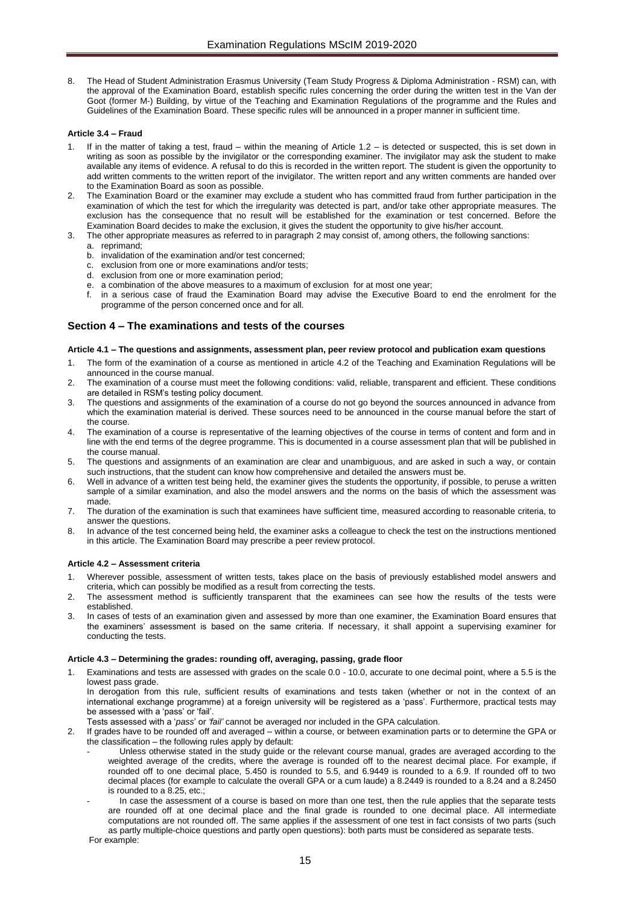8. The Head of Student Administration Erasmus University (Team Study Progress & Diploma Administration - RSM) can, with the approval of the Examination Board, establish specific rules concerning the order during the written test in the Van der Goot (former M-) Building, by virtue of the Teaching and Examination Regulations of the programme and the Rules and Guidelines of the Examination Board. These specific rules will be announced in a proper manner in sufficient time.

#### Article 3.4 – Fraud

1. If in the matter of taking a test, fraud – within the meaning of Article 1.2 – is detected or suspected, this is set down in writing as soon as possible by the invigilator or the corresponding examiner. The invigilator may ask the student to make available any items of evidence. A refusal to do this is recorded in the written report. The student is given the opportunity to add written comments to the written report of the invigilator. The written report and any written comments are handed over to the Examination Board as soon as possible.
2. The Examination Board or the examiner may exclude a student who has committed fraud from further participation in the examination of which the test for which the irregularity was detected is part, and/or take other appropriate measures. The exclusion has the consequence that no result will be established for the examination or test concerned. Before the Examination Board decides to make the exclusion, it gives the student the opportunity to give his/her account.
3. The other appropriate measures as referred to in paragraph 2 may consist of, among others, the following sanctions:
   a. reprimand;
   b. invalidation of the examination and/or test concerned;
   c. exclusion from one or more examinations and/or tests;
   d. exclusion from one or more examination period;
   e. a combination of the above measures to a maximum of exclusion for at most one year;
   f. in a serious case of fraud the Examination Board may advise the Executive Board to end the enrolment for the programme of the person concerned once and for all.

## Section 4 – The examinations and tests of the courses

#### Article 4.1 – The questions and assignments, assessment plan, peer review protocol and publication exam questions

1. The form of the examination of a course as mentioned in article 4.2 of the Teaching and Examination Regulations will be announced in the course manual.
2. The examination of a course must meet the following conditions: valid, reliable, transparent and efficient. These conditions are detailed in RSM's testing policy document.
3. The questions and assignments of the examination of a course do not go beyond the sources announced in advance from which the examination material is derived. These sources need to be announced in the course manual before the start of the course.
4. The examination of a course is representative of the learning objectives of the course in terms of content and form and in line with the end terms of the degree programme. This is documented in a course assessment plan that will be published in the course manual.
5. The questions and assignments of an examination are clear and unambiguous, and are asked in such a way, or contain such instructions, that the student can know how comprehensive and detailed the answers must be.
6. Well in advance of a written test being held, the examiner gives the students the opportunity, if possible, to peruse a written sample of a similar examination, and also the model answers and the norms on the basis of which the assessment was made.
7. The duration of the examination is such that examinees have sufficient time, measured according to reasonable criteria, to answer the questions.
8. In advance of the test concerned being held, the examiner asks a colleague to check the test on the instructions mentioned in this article. The Examination Board may prescribe a peer review protocol.

#### Article 4.2 – Assessment criteria

1. Wherever possible, assessment of written tests, takes place on the basis of previously established model answers and criteria, which can possibly be modified as a result from correcting the tests.
2. The assessment method is sufficiently transparent that the examinees can see how the results of the tests were established.
3. In cases of tests of an examination given and assessed by more than one examiner, the Examination Board ensures that the examiners' assessment is based on the same criteria. If necessary, it shall appoint a supervising examiner for conducting the tests.

#### Article 4.3 – Determining the grades: rounding off, averaging, passing, grade floor

1. Examinations and tests are assessed with grades on the scale 0.0 - 10.0, accurate to one decimal point, where a 5.5 is the lowest pass grade.
   In derogation from this rule, sufficient results of examinations and tests taken (whether or not in the context of an international exchange programme) at a foreign university will be registered as a 'pass'. Furthermore, practical tests may be assessed with a 'pass' or 'fail'.
   Tests assessed with a '*pass*' or *'fail'* cannot be averaged nor included in the GPA calculation.
2. If grades have to be rounded off and averaged – within a course, or between examination parts or to determine the GPA or the classification – the following rules apply by default:
   - Unless otherwise stated in the study guide or the relevant course manual, grades are averaged according to the weighted average of the credits, where the average is rounded off to the nearest decimal place. For example, if rounded off to one decimal place, 5.450 is rounded to 5.5, and 6.9449 is rounded to a 6.9. If rounded off to two decimal places (for example to calculate the overall GPA or a cum laude) a 8.2449 is rounded to a 8.24 and a 8.2450 is rounded to a 8.25, etc.;
   - In case the assessment of a course is based on more than one test, then the rule applies that the separate tests are rounded off at one decimal place and the final grade is rounded to one decimal place. All intermediate computations are not rounded off. The same applies if the assessment of one test in fact consists of two parts (such as partly multiple-choice questions and partly open questions): both parts must be considered as separate tests.

   For example: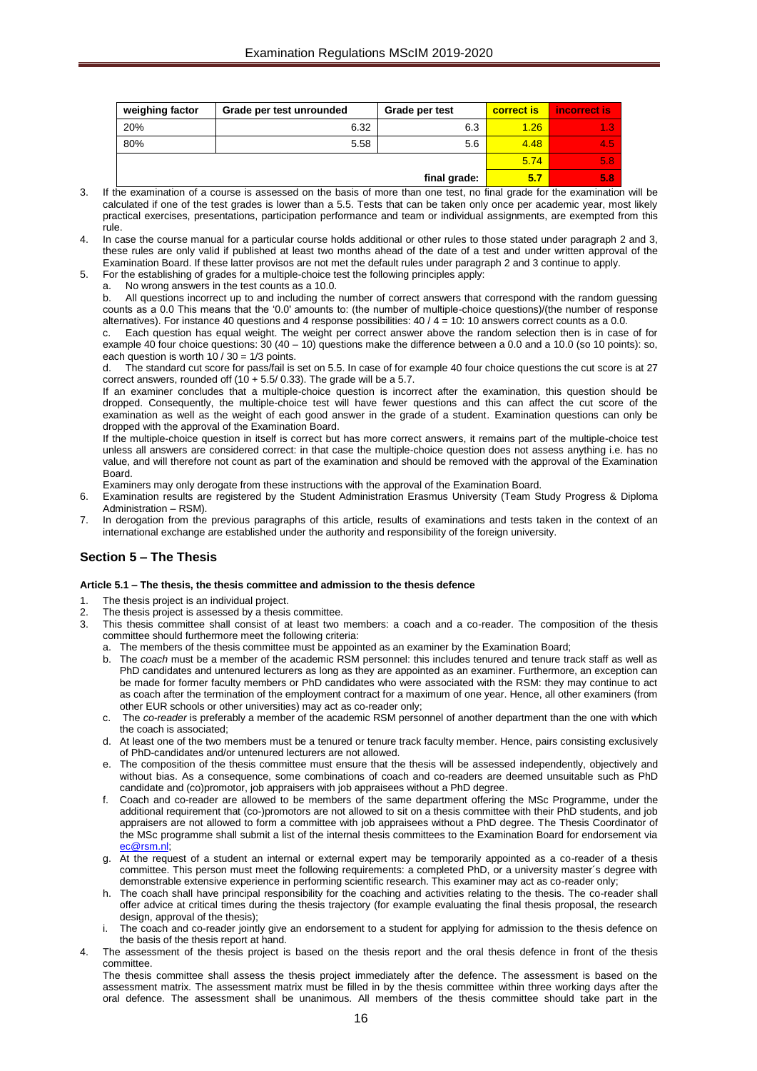| weighing factor | Grade per test unrounded | Grade per test | correct is | incorrect is |
|---|---|---|---|---|
| 20% | 6.32 | 6.3 | 1.26 | 1.3 |
| 80% | 5.58 | 5.6 | 4.48 | 4.5 |
| | | | 5.74 | 5.8 |
| | | final grade: | **5.7** | **5.8** |

3. If the examination of a course is assessed on the basis of more than one test, no final grade for the examination will be calculated if one of the test grades is lower than a 5.5. Tests that can be taken only once per academic year, most likely practical exercises, presentations, participation performance and team or individual assignments, are exempted from this rule.
4. In case the course manual for a particular course holds additional or other rules to those stated under paragraph 2 and 3, these rules are only valid if published at least two months ahead of the date of a test and under written approval of the Examination Board. If these latter provisos are not met the default rules under paragraph 2 and 3 continue to apply.
5. For the establishing of grades for a multiple-choice test the following principles apply:
   a. No wrong answers in the test counts as a 10.0.
   b. All questions incorrect up to and including the number of correct answers that correspond with the random guessing counts as a 0.0 This means that the '0.0' amounts to: (the number of multiple-choice questions)/(the number of response alternatives). For instance 40 questions and 4 response possibilities: 40 / 4 = 10: 10 answers correct counts as a 0.0.
   c. Each question has equal weight. The weight per correct answer above the random selection then is in case of for example 40 four choice questions: 30 (40 – 10) questions make the difference between a 0.0 and a 10.0 (so 10 points): so, each question is worth 10 / 30 = 1/3 points.
   d. The standard cut score for pass/fail is set on 5.5. In case of for example 40 four choice questions the cut score is at 27 correct answers, rounded off (10 + 5.5/ 0.33). The grade will be a 5.7.

   If an examiner concludes that a multiple-choice question is incorrect after the examination, this question should be dropped. Consequently, the multiple-choice test will have fewer questions and this can affect the cut score of the examination as well as the weight of each good answer in the grade of a student. Examination questions can only be dropped with the approval of the Examination Board.

   If the multiple-choice question in itself is correct but has more correct answers, it remains part of the multiple-choice test unless all answers are considered correct: in that case the multiple-choice question does not assess anything i.e. has no value, and will therefore not count as part of the examination and should be removed with the approval of the Examination Board.

   Examiners may only derogate from these instructions with the approval of the Examination Board.
6. Examination results are registered by the Student Administration Erasmus University (Team Study Progress & Diploma Administration – RSM).
7. In derogation from the previous paragraphs of this article, results of examinations and tests taken in the context of an international exchange are established under the authority and responsibility of the foreign university.

## Section 5 – The Thesis

#### Article 5.1 – The thesis, the thesis committee and admission to the thesis defence

1. The thesis project is an individual project.
2. The thesis project is assessed by a thesis committee.
3. This thesis committee shall consist of at least two members: a coach and a co-reader. The composition of the thesis committee should furthermore meet the following criteria:
   a. The members of the thesis committee must be appointed as an examiner by the Examination Board;
   b. The *coach* must be a member of the academic RSM personnel: this includes tenured and tenure track staff as well as PhD candidates and untenured lecturers as long as they are appointed as an examiner. Furthermore, an exception can be made for former faculty members or PhD candidates who were associated with the RSM: they may continue to act as coach after the termination of the employment contract for a maximum of one year. Hence, all other examiners (from other EUR schools or other universities) may act as co-reader only;
   c. The *co-reader* is preferably a member of the academic RSM personnel of another department than the one with which the coach is associated;
   d. At least one of the two members must be a tenured or tenure track faculty member. Hence, pairs consisting exclusively of PhD-candidates and/or untenured lecturers are not allowed.
   e. The composition of the thesis committee must ensure that the thesis will be assessed independently, objectively and without bias. As a consequence, some combinations of coach and co-readers are deemed unsuitable such as PhD candidate and (co)promotor, job appraisers with job appraisees without a PhD degree.
   f. Coach and co-reader are allowed to be members of the same department offering the MSc Programme, under the additional requirement that (co-)promotors are not allowed to sit on a thesis committee with their PhD students, and job appraisers are not allowed to form a committee with job appraisees without a PhD degree. The Thesis Coordinator of the MSc programme shall submit a list of the internal thesis committees to the Examination Board for endorsement via ec@rsm.nl;
   g. At the request of a student an internal or external expert may be temporarily appointed as a co-reader of a thesis committee. This person must meet the following requirements: a completed PhD, or a university master´s degree with demonstrable extensive experience in performing scientific research. This examiner may act as co-reader only;
   h. The coach shall have principal responsibility for the coaching and activities relating to the thesis. The co-reader shall offer advice at critical times during the thesis trajectory (for example evaluating the final thesis proposal, the research design, approval of the thesis);
   i. The coach and co-reader jointly give an endorsement to a student for applying for admission to the thesis defence on the basis of the thesis report at hand.
4. The assessment of the thesis project is based on the thesis report and the oral thesis defence in front of the thesis committee.

   The thesis committee shall assess the thesis project immediately after the defence. The assessment is based on the assessment matrix. The assessment matrix must be filled in by the thesis committee within three working days after the oral defence. The assessment shall be unanimous. All members of the thesis committee should take part in the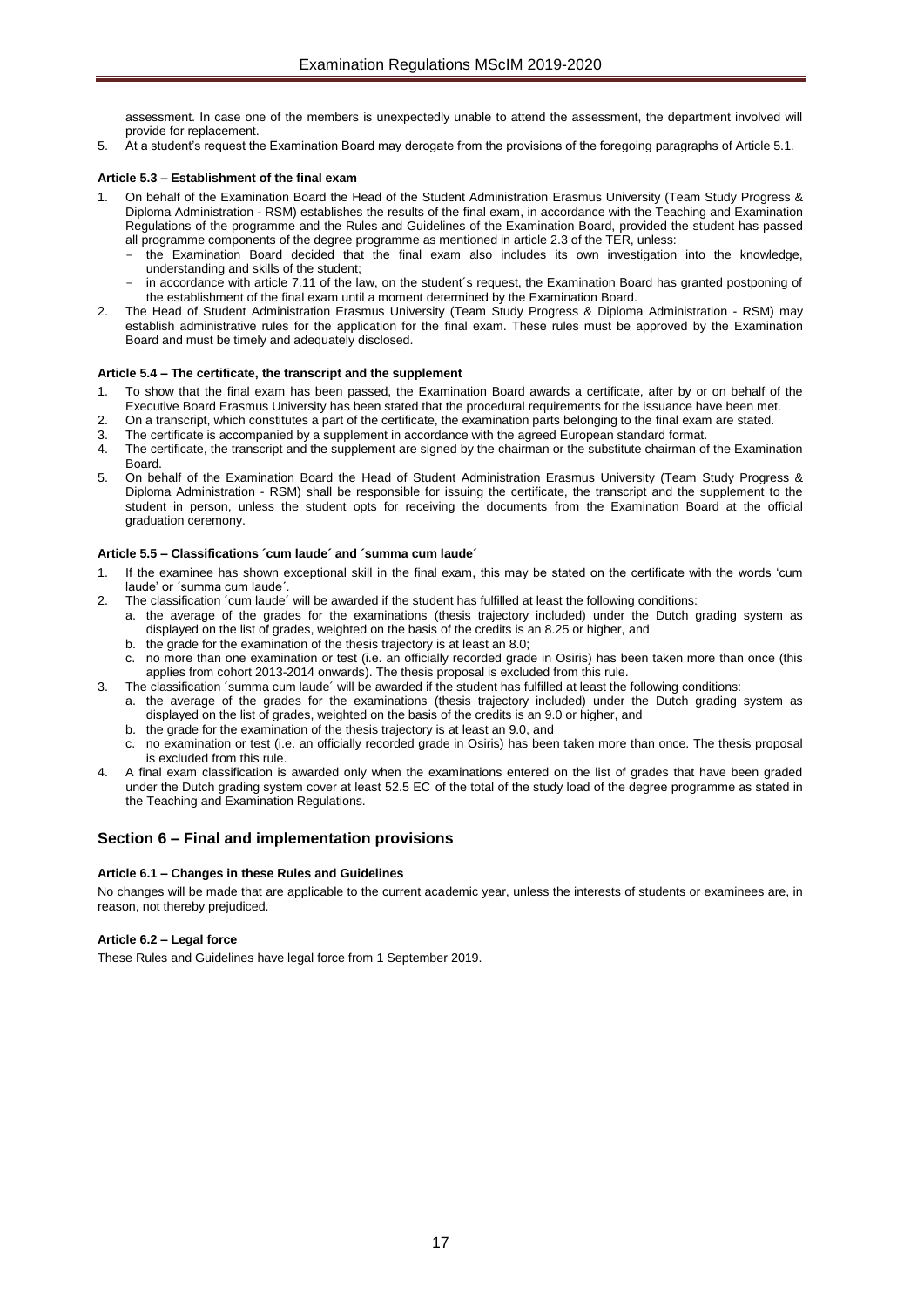assessment. In case one of the members is unexpectedly unable to attend the assessment, the department involved will provide for replacement.

5. At a student's request the Examination Board may derogate from the provisions of the foregoing paragraphs of Article 5.1.

#### Article 5.3 – Establishment of the final exam

1. On behalf of the Examination Board the Head of the Student Administration Erasmus University (Team Study Progress & Diploma Administration - RSM) establishes the results of the final exam, in accordance with the Teaching and Examination Regulations of the programme and the Rules and Guidelines of the Examination Board, provided the student has passed all programme components of the degree programme as mentioned in article 2.3 of the TER, unless:
   - the Examination Board decided that the final exam also includes its own investigation into the knowledge, understanding and skills of the student;
   - in accordance with article 7.11 of the law, on the student´s request, the Examination Board has granted postponing of the establishment of the final exam until a moment determined by the Examination Board.
2. The Head of Student Administration Erasmus University (Team Study Progress & Diploma Administration - RSM) may establish administrative rules for the application for the final exam. These rules must be approved by the Examination Board and must be timely and adequately disclosed.

#### Article 5.4 – The certificate, the transcript and the supplement

1. To show that the final exam has been passed, the Examination Board awards a certificate, after by or on behalf of the Executive Board Erasmus University has been stated that the procedural requirements for the issuance have been met.
2. On a transcript, which constitutes a part of the certificate, the examination parts belonging to the final exam are stated.
3. The certificate is accompanied by a supplement in accordance with the agreed European standard format.
4. The certificate, the transcript and the supplement are signed by the chairman or the substitute chairman of the Examination Board.
5. On behalf of the Examination Board the Head of Student Administration Erasmus University (Team Study Progress & Diploma Administration - RSM) shall be responsible for issuing the certificate, the transcript and the supplement to the student in person, unless the student opts for receiving the documents from the Examination Board at the official graduation ceremony.

#### Article 5.5 – Classifications ´cum laude´ and ´summa cum laude´

1. If the examinee has shown exceptional skill in the final exam, this may be stated on the certificate with the words 'cum laude' or ´summa cum laude´.
2. The classification ´cum laude´ will be awarded if the student has fulfilled at least the following conditions:
   a. the average of the grades for the examinations (thesis trajectory included) under the Dutch grading system as displayed on the list of grades, weighted on the basis of the credits is an 8.25 or higher, and
   b. the grade for the examination of the thesis trajectory is at least an 8.0;
   c. no more than one examination or test (i.e. an officially recorded grade in Osiris) has been taken more than once (this applies from cohort 2013-2014 onwards). The thesis proposal is excluded from this rule.
3. The classification ´summa cum laude´ will be awarded if the student has fulfilled at least the following conditions:
   a. the average of the grades for the examinations (thesis trajectory included) under the Dutch grading system as displayed on the list of grades, weighted on the basis of the credits is an 9.0 or higher, and
   b. the grade for the examination of the thesis trajectory is at least an 9.0, and
   c. no examination or test (i.e. an officially recorded grade in Osiris) has been taken more than once. The thesis proposal is excluded from this rule.
4. A final exam classification is awarded only when the examinations entered on the list of grades that have been graded under the Dutch grading system cover at least 52.5 EC of the total of the study load of the degree programme as stated in the Teaching and Examination Regulations.

## Section 6 – Final and implementation provisions

#### Article 6.1 – Changes in these Rules and Guidelines

No changes will be made that are applicable to the current academic year, unless the interests of students or examinees are, in reason, not thereby prejudiced.

#### Article 6.2 – Legal force

These Rules and Guidelines have legal force from 1 September 2019.